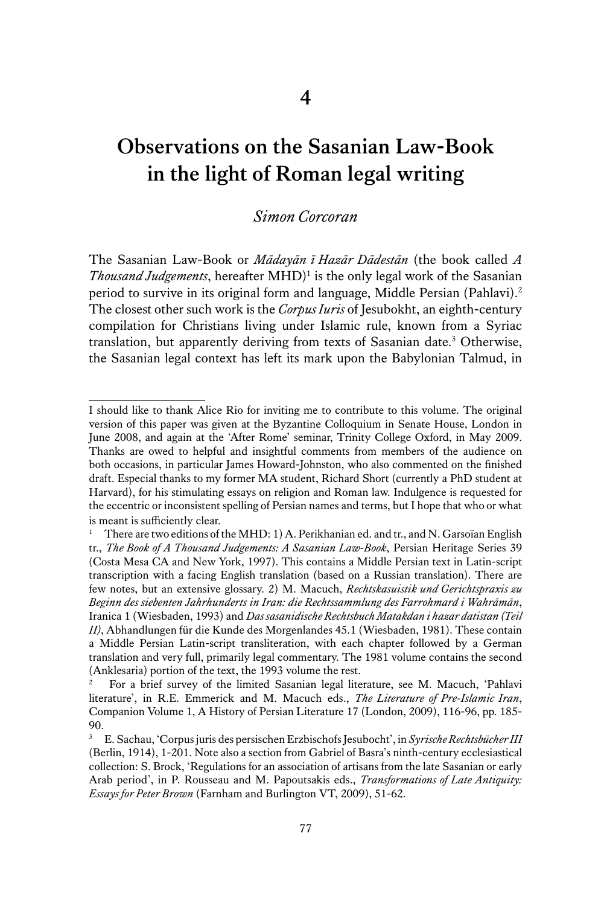# 4

# Observations on the Sasanian Law-Book in the light of Roman legal writing

*Simon Corcoran*

The Sasanian Law-Book or *Mādayān ī Hazār Dādestān* (the book called *A Thousand Judgements*, hereafter MHD)[1] is the only legal work of the Sasanian period to survive in its original form and language, Middle Persian (Pahlavi).[2] The closest other such work is the *Corpus Iuris* of Jesubokht, an eighth-century compilation for Christians living under Islamic rule, known from a Syriac translation, but apparently deriving from texts of Sasanian date.[3] Otherwise, the Sasanian legal context has left its mark upon the Babylonian Talmud, in

---

I should like to thank Alice Rio for inviting me to contribute to this volume. The original version of this paper was given at the Byzantine Colloquium in Senate House, London in June 2008, and again at the 'After Rome' seminar, Trinity College Oxford, in May 2009. Thanks are owed to helpful and insightful comments from members of the audience on both occasions, in particular James Howard-Johnston, who also commented on the finished draft. Especial thanks to my former MA student, Richard Short (currently a PhD student at Harvard), for his stimulating essays on religion and Roman law. Indulgence is requested for the eccentric or inconsistent spelling of Persian names and terms, but I hope that who or what is meant is sufficiently clear.

[1] There are two editions of the MHD: 1) A. Perikhanian ed. and tr., and N. Garsoïan English tr., *The Book of A Thousand Judgements: A Sasanian Law-Book*, Persian Heritage Series 39 (Costa Mesa CA and New York, 1997). This contains a Middle Persian text in Latin-script transcription with a facing English translation (based on a Russian translation). There are few notes, but an extensive glossary. 2) M. Macuch, *Rechtskasuistik und Gerichtspraxis zu Beginn des siebenten Jahrhunderts in Iran: die Rechtssammlung des Farrohmard i Wahrāmān*, Iranica 1 (Wiesbaden, 1993) and *Das sasanidische Rechtsbuch Matakdan i hazar datistan (Teil II)*, Abhandlungen für die Kunde des Morgenlandes 45.1 (Wiesbaden, 1981). These contain a Middle Persian Latin-script transliteration, with each chapter followed by a German translation and very full, primarily legal commentary. The 1981 volume contains the second (Anklesaria) portion of the text, the 1993 volume the rest.

[2] For a brief survey of the limited Sasanian legal literature, see M. Macuch, 'Pahlavi literature', in R.E. Emmerick and M. Macuch eds., *The Literature of Pre-Islamic Iran*, Companion Volume 1, A History of Persian Literature 17 (London, 2009), 116-96, pp. 185-90.

[3] E. Sachau, 'Corpus juris des persischen Erzbischofs Jesubocht', in *Syrische Rechtsbücher III* (Berlin, 1914), 1-201. Note also a section from Gabriel of Basra's ninth-century ecclesiastical collection: S. Brock, 'Regulations for an association of artisans from the late Sasanian or early Arab period', in P. Rousseau and M. Papoutsakis eds., *Transformations of Late Antiquity: Essays for Peter Brown* (Farnham and Burlington VT, 2009), 51-62.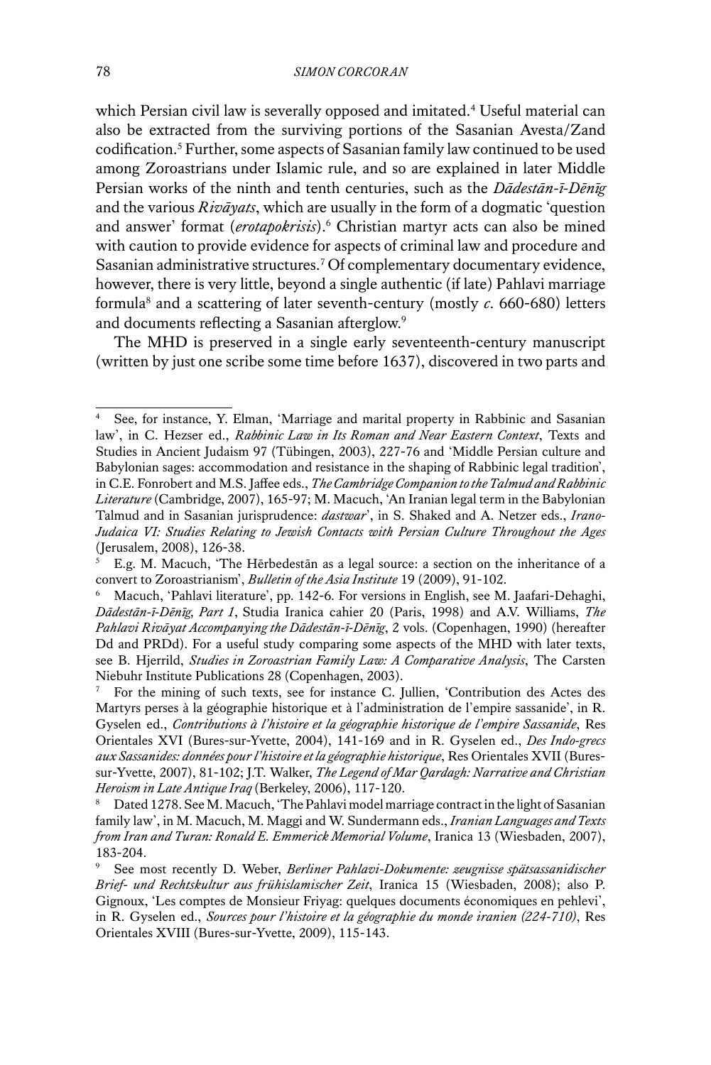which Persian civil law is severally opposed and imitated.[4] Useful material can also be extracted from the surviving portions of the Sasanian Avesta/Zand codification.[5] Further, some aspects of Sasanian family law continued to be used among Zoroastrians under Islamic rule, and so are explained in later Middle Persian works of the ninth and tenth centuries, such as the *Dādestān-ī-Dēnīg* and the various *Rivāyats*, which are usually in the form of a dogmatic 'question and answer' format (*erotapokrisis*).[6] Christian martyr acts can also be mined with caution to provide evidence for aspects of criminal law and procedure and Sasanian administrative structures.[7] Of complementary documentary evidence, however, there is very little, beyond a single authentic (if late) Pahlavi marriage formula[8] and a scattering of later seventh-century (mostly *c.* 660-680) letters and documents reflecting a Sasanian afterglow.[9]

The MHD is preserved in a single early seventeenth-century manuscript (written by just one scribe some time before 1637), discovered in two parts and

---

[4] See, for instance, Y. Elman, 'Marriage and marital property in Rabbinic and Sasanian law', in C. Hezser ed., *Rabbinic Law in Its Roman and Near Eastern Context*, Texts and Studies in Ancient Judaism 97 (Tübingen, 2003), 227-76 and 'Middle Persian culture and Babylonian sages: accommodation and resistance in the shaping of Rabbinic legal tradition', in C.E. Fonrobert and M.S. Jaffee eds., *The Cambridge Companion to the Talmud and Rabbinic Literature* (Cambridge, 2007), 165-97; M. Macuch, 'An Iranian legal term in the Babylonian Talmud and in Sasanian jurisprudence: *dastwar*', in S. Shaked and A. Netzer eds., *Irano-Judaica VI: Studies Relating to Jewish Contacts with Persian Culture Throughout the Ages* (Jerusalem, 2008), 126-38.

[5] E.g. M. Macuch, 'The Hērbedestān as a legal source: a section on the inheritance of a convert to Zoroastrianism', *Bulletin of the Asia Institute* 19 (2009), 91-102.

[6] Macuch, 'Pahlavi literature', pp. 142-6. For versions in English, see M. Jaafari-Dehaghi, *Dādestān-ī-Dēnīg, Part 1*, Studia Iranica cahier 20 (Paris, 1998) and A.V. Williams, *The Pahlavi Rivāyat Accompanying the Dādestān-ī-Dēnīg*, 2 vols. (Copenhagen, 1990) (hereafter Dd and PRDd). For a useful study comparing some aspects of the MHD with later texts, see B. Hjerrild, *Studies in Zoroastrian Family Law: A Comparative Analysis*, The Carsten Niebuhr Institute Publications 28 (Copenhagen, 2003).

[7] For the mining of such texts, see for instance C. Jullien, 'Contribution des Actes des Martyrs perses à la géographie historique et à l'administration de l'empire sassanide', in R. Gyselen ed., *Contributions à l'histoire et la géographie historique de l'empire Sassanide*, Res Orientales XVI (Bures-sur-Yvette, 2004), 141-169 and in R. Gyselen ed., *Des Indo-grecs aux Sassanides: données pour l'histoire et la géographie historique*, Res Orientales XVII (Bures-sur-Yvette, 2007), 81-102; J.T. Walker, *The Legend of Mar Qardagh: Narrative and Christian Heroism in Late Antique Iraq* (Berkeley, 2006), 117-120.

[8] Dated 1278. See M. Macuch, 'The Pahlavi model marriage contract in the light of Sasanian family law', in M. Macuch, M. Maggi and W. Sundermann eds., *Iranian Languages and Texts from Iran and Turan: Ronald E. Emmerick Memorial Volume*, Iranica 13 (Wiesbaden, 2007), 183-204.

[9] See most recently D. Weber, *Berliner Pahlavi-Dokumente: zeugnisse spätsassanidischer Brief- und Rechtskultur aus frühislamischer Zeit*, Iranica 15 (Wiesbaden, 2008); also P. Gignoux, 'Les comptes de Monsieur Friyag: quelques documents économiques en pehlevi', in R. Gyselen ed., *Sources pour l'histoire et la géographie du monde iranien (224-710)*, Res Orientales XVIII (Bures-sur-Yvette, 2009), 115-143.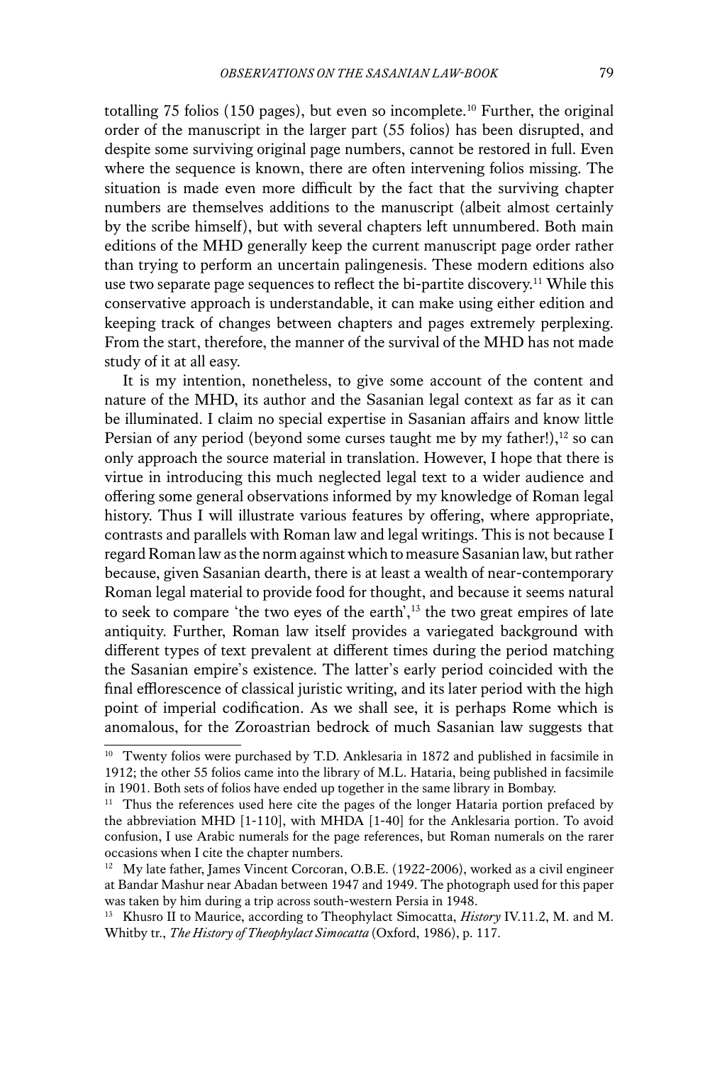totalling 75 folios (150 pages), but even so incomplete.[10] Further, the original order of the manuscript in the larger part (55 folios) has been disrupted, and despite some surviving original page numbers, cannot be restored in full. Even where the sequence is known, there are often intervening folios missing. The situation is made even more difficult by the fact that the surviving chapter numbers are themselves additions to the manuscript (albeit almost certainly by the scribe himself), but with several chapters left unnumbered. Both main editions of the MHD generally keep the current manuscript page order rather than trying to perform an uncertain palingenesis. These modern editions also use two separate page sequences to reflect the bi-partite discovery.[11] While this conservative approach is understandable, it can make using either edition and keeping track of changes between chapters and pages extremely perplexing. From the start, therefore, the manner of the survival of the MHD has not made study of it at all easy.

It is my intention, nonetheless, to give some account of the content and nature of the MHD, its author and the Sasanian legal context as far as it can be illuminated. I claim no special expertise in Sasanian affairs and know little Persian of any period (beyond some curses taught me by my father!),[12] so can only approach the source material in translation. However, I hope that there is virtue in introducing this much neglected legal text to a wider audience and offering some general observations informed by my knowledge of Roman legal history. Thus I will illustrate various features by offering, where appropriate, contrasts and parallels with Roman law and legal writings. This is not because I regard Roman law as the norm against which to measure Sasanian law, but rather because, given Sasanian dearth, there is at least a wealth of near-contemporary Roman legal material to provide food for thought, and because it seems natural to seek to compare 'the two eyes of the earth',[13] the two great empires of late antiquity. Further, Roman law itself provides a variegated background with different types of text prevalent at different times during the period matching the Sasanian empire's existence. The latter's early period coincided with the final efflorescence of classical juristic writing, and its later period with the high point of imperial codification. As we shall see, it is perhaps Rome which is anomalous, for the Zoroastrian bedrock of much Sasanian law suggests that

---

[10] Twenty folios were purchased by T.D. Anklesaria in 1872 and published in facsimile in 1912; the other 55 folios came into the library of M.L. Hataria, being published in facsimile in 1901. Both sets of folios have ended up together in the same library in Bombay.

[11] Thus the references used here cite the pages of the longer Hataria portion prefaced by the abbreviation MHD [1-110], with MHDA [1-40] for the Anklesaria portion. To avoid confusion, I use Arabic numerals for the page references, but Roman numerals on the rarer occasions when I cite the chapter numbers.

[12] My late father, James Vincent Corcoran, O.B.E. (1922-2006), worked as a civil engineer at Bandar Mashur near Abadan between 1947 and 1949. The photograph used for this paper was taken by him during a trip across south-western Persia in 1948.

[13] Khusro II to Maurice, according to Theophylact Simocatta, *History* IV.11.2, M. and M. Whitby tr., *The History of Theophylact Simocatta* (Oxford, 1986), p. 117.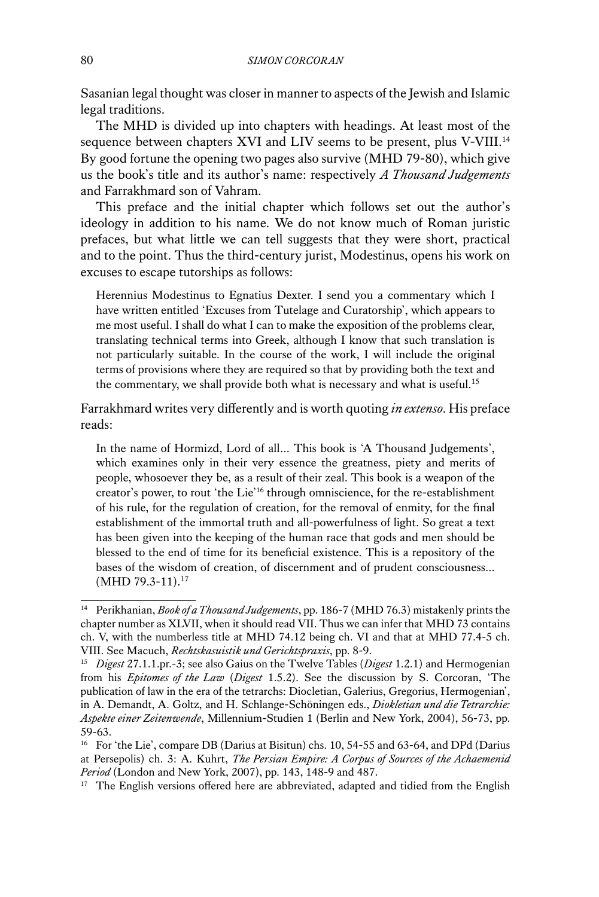Sasanian legal thought was closer in manner to aspects of the Jewish and Islamic legal traditions.

The MHD is divided up into chapters with headings. At least most of the sequence between chapters XVI and LIV seems to be present, plus V-VIII.[14] By good fortune the opening two pages also survive (MHD 79-80), which give us the book's title and its author's name: respectively *A Thousand Judgements* and Farrakhmard son of Vahram.

This preface and the initial chapter which follows set out the author's ideology in addition to his name. We do not know much of Roman juristic prefaces, but what little we can tell suggests that they were short, practical and to the point. Thus the third-century jurist, Modestinus, opens his work on excuses to escape tutorships as follows:

> Herennius Modestinus to Egnatius Dexter. I send you a commentary which I have written entitled 'Excuses from Tutelage and Curatorship', which appears to me most useful. I shall do what I can to make the exposition of the problems clear, translating technical terms into Greek, although I know that such translation is not particularly suitable. In the course of the work, I will include the original terms of provisions where they are required so that by providing both the text and the commentary, we shall provide both what is necessary and what is useful.[15]

Farrakhmard writes very differently and is worth quoting *in extenso*. His preface reads:

> In the name of Hormizd, Lord of all... This book is 'A Thousand Judgements', which examines only in their very essence the greatness, piety and merits of people, whosoever they be, as a result of their zeal. This book is a weapon of the creator's power, to rout 'the Lie'[16] through omniscience, for the re-establishment of his rule, for the regulation of creation, for the removal of enmity, for the final establishment of the immortal truth and all-powerfulness of light. So great a text has been given into the keeping of the human race that gods and men should be blessed to the end of time for its beneficial existence. This is a repository of the bases of the wisdom of creation, of discernment and of prudent consciousness... (MHD 79.3-11).[17]

---

[14] Perikhanian, *Book of a Thousand Judgements*, pp. 186-7 (MHD 76.3) mistakenly prints the chapter number as XLVII, when it should read VII. Thus we can infer that MHD 73 contains ch. V, with the numberless title at MHD 74.12 being ch. VI and that at MHD 77.4-5 ch. VIII. See Macuch, *Rechtskasuistik und Gerichtspraxis*, pp. 8-9.

[15] *Digest* 27.1.1.pr.-3; see also Gaius on the Twelve Tables (*Digest* 1.2.1) and Hermogenian from his *Epitomes of the Law* (*Digest* 1.5.2). See the discussion by S. Corcoran, 'The publication of law in the era of the tetrarchs: Diocletian, Galerius, Gregorius, Hermogenian', in A. Demandt, A. Goltz, and H. Schlange-Schöningen eds., *Diokletian und die Tetrarchie: Aspekte einer Zeitenwende*, Millennium-Studien 1 (Berlin and New York, 2004), 56-73, pp. 59-63.

[16] For 'the Lie', compare DB (Darius at Bisitun) chs. 10, 54-55 and 63-64, and DPd (Darius at Persepolis) ch. 3: A. Kuhrt, *The Persian Empire: A Corpus of Sources of the Achaemenid Period* (London and New York, 2007), pp. 143, 148-9 and 487.

[17] The English versions offered here are abbreviated, adapted and tidied from the English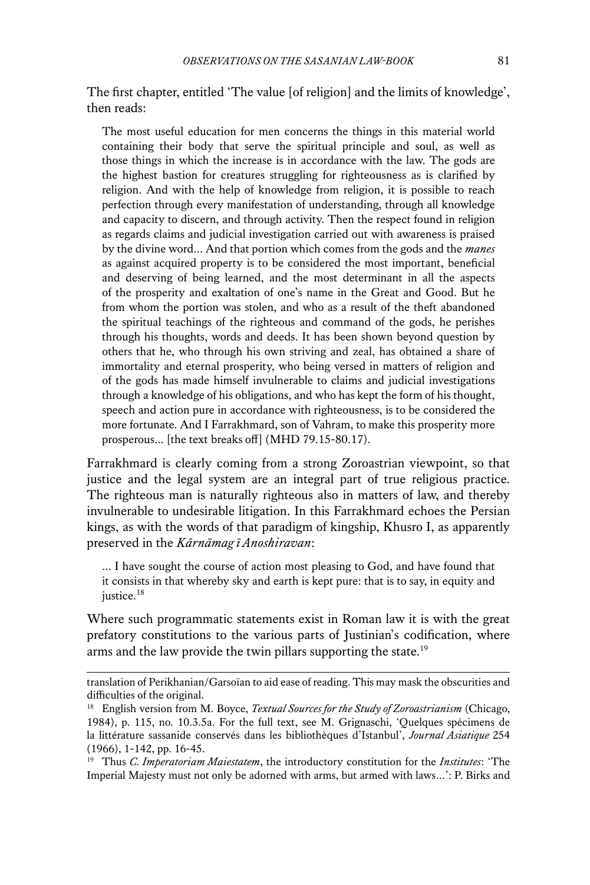The first chapter, entitled 'The value [of religion] and the limits of knowledge', then reads:

> The most useful education for men concerns the things in this material world containing their body that serve the spiritual principle and soul, as well as those things in which the increase is in accordance with the law. The gods are the highest bastion for creatures struggling for righteousness as is clarified by religion. And with the help of knowledge from religion, it is possible to reach perfection through every manifestation of understanding, through all knowledge and capacity to discern, and through activity. Then the respect found in religion as regards claims and judicial investigation carried out with awareness is praised by the divine word... And that portion which comes from the gods and the *manes* as against acquired property is to be considered the most important, beneficial and deserving of being learned, and the most determinant in all the aspects of the prosperity and exaltation of one's name in the Great and Good. But he from whom the portion was stolen, and who as a result of the theft abandoned the spiritual teachings of the righteous and command of the gods, he perishes through his thoughts, words and deeds. It has been shown beyond question by others that he, who through his own striving and zeal, has obtained a share of immortality and eternal prosperity, who being versed in matters of religion and of the gods has made himself invulnerable to claims and judicial investigations through a knowledge of his obligations, and who has kept the form of his thought, speech and action pure in accordance with righteousness, is to be considered the more fortunate. And I Farrakhmard, son of Vahram, to make this prosperity more prosperous... [the text breaks off] (MHD 79.15-80.17).

Farrakhmard is clearly coming from a strong Zoroastrian viewpoint, so that justice and the legal system are an integral part of true religious practice. The righteous man is naturally righteous also in matters of law, and thereby invulnerable to undesirable litigation. In this Farrakhmard echoes the Persian kings, as with the words of that paradigm of kingship, Khusro I, as apparently preserved in the *Kārnāmag ī Anoshiravan*:

> ... I have sought the course of action most pleasing to God, and have found that it consists in that whereby sky and earth is kept pure: that is to say, in equity and justice.[18]

Where such programmatic statements exist in Roman law it is with the great prefatory constitutions to the various parts of Justinian's codification, where arms and the law provide the twin pillars supporting the state.[19]

---

translation of Perikhanian/Garsoïan to aid ease of reading. This may mask the obscurities and difficulties of the original.

[18] English version from M. Boyce, *Textual Sources for the Study of Zoroastrianism* (Chicago, 1984), p. 115, no. 10.3.5a. For the full text, see M. Grignaschi, 'Quelques spécimens de la littérature sassanide conservés dans les bibliothèques d'Istanbul', *Journal Asiatique* 254 (1966), 1-142, pp. 16-45.

[19] Thus *C. Imperatoriam Maiestatem*, the introductory constitution for the *Institutes*: 'The Imperial Majesty must not only be adorned with arms, but armed with laws...': P. Birks and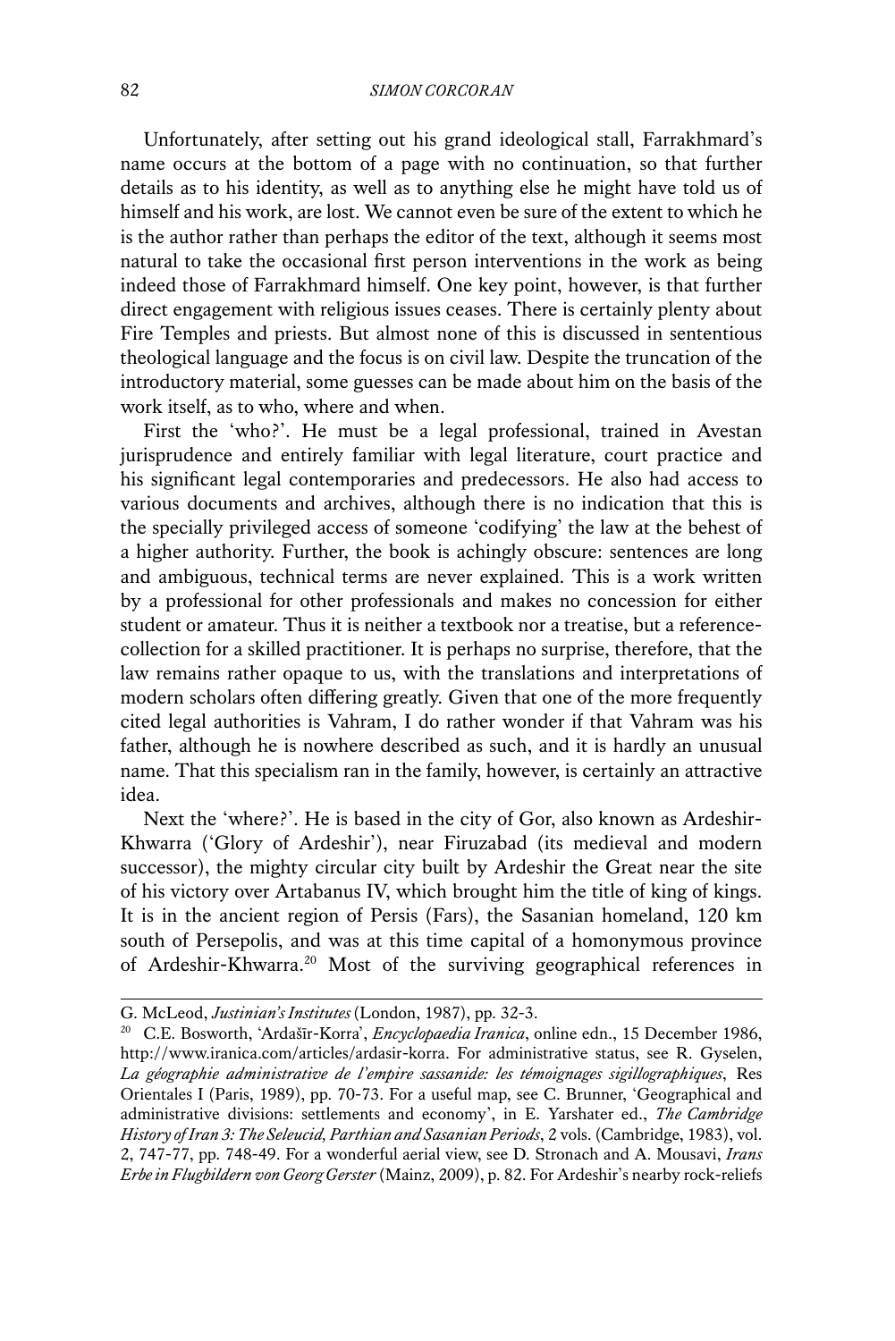Unfortunately, after setting out his grand ideological stall, Farrakhmard's name occurs at the bottom of a page with no continuation, so that further details as to his identity, as well as to anything else he might have told us of himself and his work, are lost. We cannot even be sure of the extent to which he is the author rather than perhaps the editor of the text, although it seems most natural to take the occasional first person interventions in the work as being indeed those of Farrakhmard himself. One key point, however, is that further direct engagement with religious issues ceases. There is certainly plenty about Fire Temples and priests. But almost none of this is discussed in sententious theological language and the focus is on civil law. Despite the truncation of the introductory material, some guesses can be made about him on the basis of the work itself, as to who, where and when.

First the 'who?'. He must be a legal professional, trained in Avestan jurisprudence and entirely familiar with legal literature, court practice and his significant legal contemporaries and predecessors. He also had access to various documents and archives, although there is no indication that this is the specially privileged access of someone 'codifying' the law at the behest of a higher authority. Further, the book is achingly obscure: sentences are long and ambiguous, technical terms are never explained. This is a work written by a professional for other professionals and makes no concession for either student or amateur. Thus it is neither a textbook nor a treatise, but a reference-collection for a skilled practitioner. It is perhaps no surprise, therefore, that the law remains rather opaque to us, with the translations and interpretations of modern scholars often differing greatly. Given that one of the more frequently cited legal authorities is Vahram, I do rather wonder if that Vahram was his father, although he is nowhere described as such, and it is hardly an unusual name. That this specialism ran in the family, however, is certainly an attractive idea.

Next the 'where?'. He is based in the city of Gor, also known as Ardeshir-Khwarra ('Glory of Ardeshir'), near Firuzabad (its medieval and modern successor), the mighty circular city built by Ardeshir the Great near the site of his victory over Artabanus IV, which brought him the title of king of kings. It is in the ancient region of Persis (Fars), the Sasanian homeland, 120 km south of Persepolis, and was at this time capital of a homonymous province of Ardeshir-Khwarra.[20] Most of the surviving geographical references in

---

G. McLeod, *Justinian's Institutes* (London, 1987), pp. 32-3.

[20] C.E. Bosworth, 'Ardašīr-Korra', *Encyclopaedia Iranica*, online edn., 15 December 1986, http://www.iranica.com/articles/ardasir-korra. For administrative status, see R. Gyselen, *La géographie administrative de l'empire sassanide: les témoignages sigillographiques*, Res Orientales I (Paris, 1989), pp. 70-73. For a useful map, see C. Brunner, 'Geographical and administrative divisions: settlements and economy', in E. Yarshater ed., *The Cambridge History of Iran 3: The Seleucid, Parthian and Sasanian Periods*, 2 vols. (Cambridge, 1983), vol. 2, 747-77, pp. 748-49. For a wonderful aerial view, see D. Stronach and A. Mousavi, *Irans Erbe in Flugbildern von Georg Gerster* (Mainz, 2009), p. 82. For Ardeshir's nearby rock-reliefs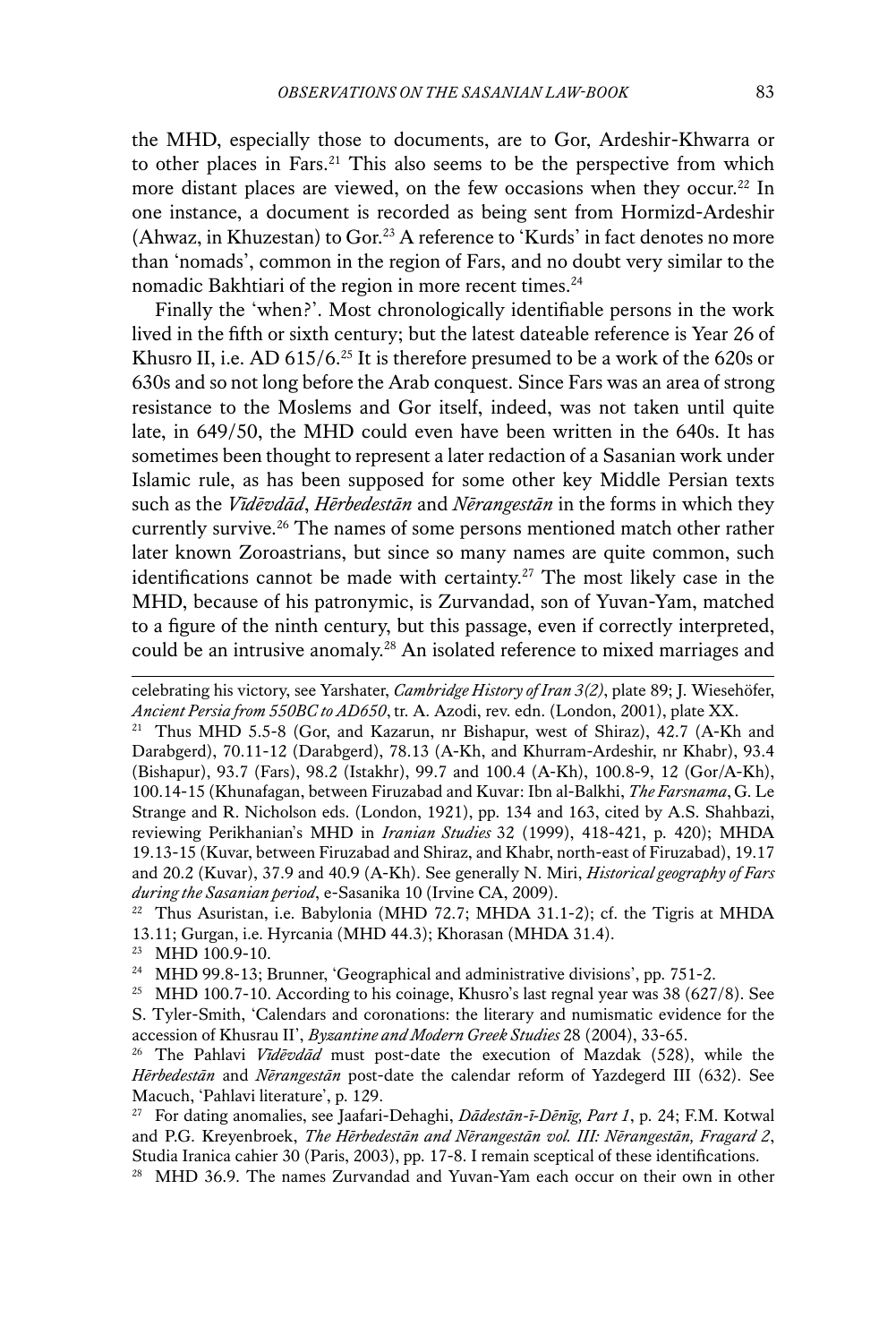the MHD, especially those to documents, are to Gor, Ardeshir-Khwarra or to other places in Fars.[21] This also seems to be the perspective from which more distant places are viewed, on the few occasions when they occur.[22] In one instance, a document is recorded as being sent from Hormizd-Ardeshir (Ahwaz, in Khuzestan) to Gor.[23] A reference to 'Kurds' in fact denotes no more than 'nomads', common in the region of Fars, and no doubt very similar to the nomadic Bakhtiari of the region in more recent times.[24]

Finally the 'when?'. Most chronologically identifiable persons in the work lived in the fifth or sixth century; but the latest dateable reference is Year 26 of Khusro II, i.e. AD 615/6.[25] It is therefore presumed to be a work of the 620s or 630s and so not long before the Arab conquest. Since Fars was an area of strong resistance to the Moslems and Gor itself, indeed, was not taken until quite late, in 649/50, the MHD could even have been written in the 640s. It has sometimes been thought to represent a later redaction of a Sasanian work under Islamic rule, as has been supposed for some other key Middle Persian texts such as the *Vīdēvdād*, *Hērbedestān* and *Nērangestān* in the forms in which they currently survive.[26] The names of some persons mentioned match other rather later known Zoroastrians, but since so many names are quite common, such identifications cannot be made with certainty.[27] The most likely case in the MHD, because of his patronymic, is Zurvandad, son of Yuvan-Yam, matched to a figure of the ninth century, but this passage, even if correctly interpreted, could be an intrusive anomaly.[28] An isolated reference to mixed marriages and

---

celebrating his victory, see Yarshater, *Cambridge History of Iran 3(2)*, plate 89; J. Wiesehöfer, *Ancient Persia from 550BC to AD650*, tr. A. Azodi, rev. edn. (London, 2001), plate XX.

[21] Thus MHD 5.5-8 (Gor, and Kazarun, nr Bishapur, west of Shiraz), 42.7 (A-Kh and Darabgerd), 70.11-12 (Darabgerd), 78.13 (A-Kh, and Khurram-Ardeshir, nr Khabr), 93.4 (Bishapur), 93.7 (Fars), 98.2 (Istakhr), 99.7 and 100.4 (A-Kh), 100.8-9, 12 (Gor/A-Kh), 100.14-15 (Khunafagan, between Firuzabad and Kuvar: Ibn al-Balkhi, *The Farsnama*, G. Le Strange and R. Nicholson eds. (London, 1921), pp. 134 and 163, cited by A.S. Shahbazi, reviewing Perikhanian's MHD in *Iranian Studies* 32 (1999), 418-421, p. 420); MHDA 19.13-15 (Kuvar, between Firuzabad and Shiraz, and Khabr, north-east of Firuzabad), 19.17 and 20.2 (Kuvar), 37.9 and 40.9 (A-Kh). See generally N. Miri, *Historical geography of Fars during the Sasanian period*, e-Sasanika 10 (Irvine CA, 2009).

[22] Thus Asuristan, i.e. Babylonia (MHD 72.7; MHDA 31.1-2); cf. the Tigris at MHDA 13.11; Gurgan, i.e. Hyrcania (MHD 44.3); Khorasan (MHDA 31.4).

[23] MHD 100.9-10.

[24] MHD 99.8-13; Brunner, 'Geographical and administrative divisions', pp. 751-2.

[25] MHD 100.7-10. According to his coinage, Khusro's last regnal year was 38 (627/8). See S. Tyler-Smith, 'Calendars and coronations: the literary and numismatic evidence for the accession of Khusrau II', *Byzantine and Modern Greek Studies* 28 (2004), 33-65.

[26] The Pahlavi *Vīdēvdād* must post-date the execution of Mazdak (528), while the *Hērbedestān* and *Nērangestān* post-date the calendar reform of Yazdegerd III (632). See Macuch, 'Pahlavi literature', p. 129.

[27] For dating anomalies, see Jaafari-Dehaghi, *Dādestān-ī-Dēnīg, Part 1*, p. 24; F.M. Kotwal and P.G. Kreyenbroek, *The Hērbedestān and Nērangestān vol. III: Nērangestān, Fragard 2*, Studia Iranica cahier 30 (Paris, 2003), pp. 17-8. I remain sceptical of these identifications.

[28] MHD 36.9. The names Zurvandad and Yuvan-Yam each occur on their own in other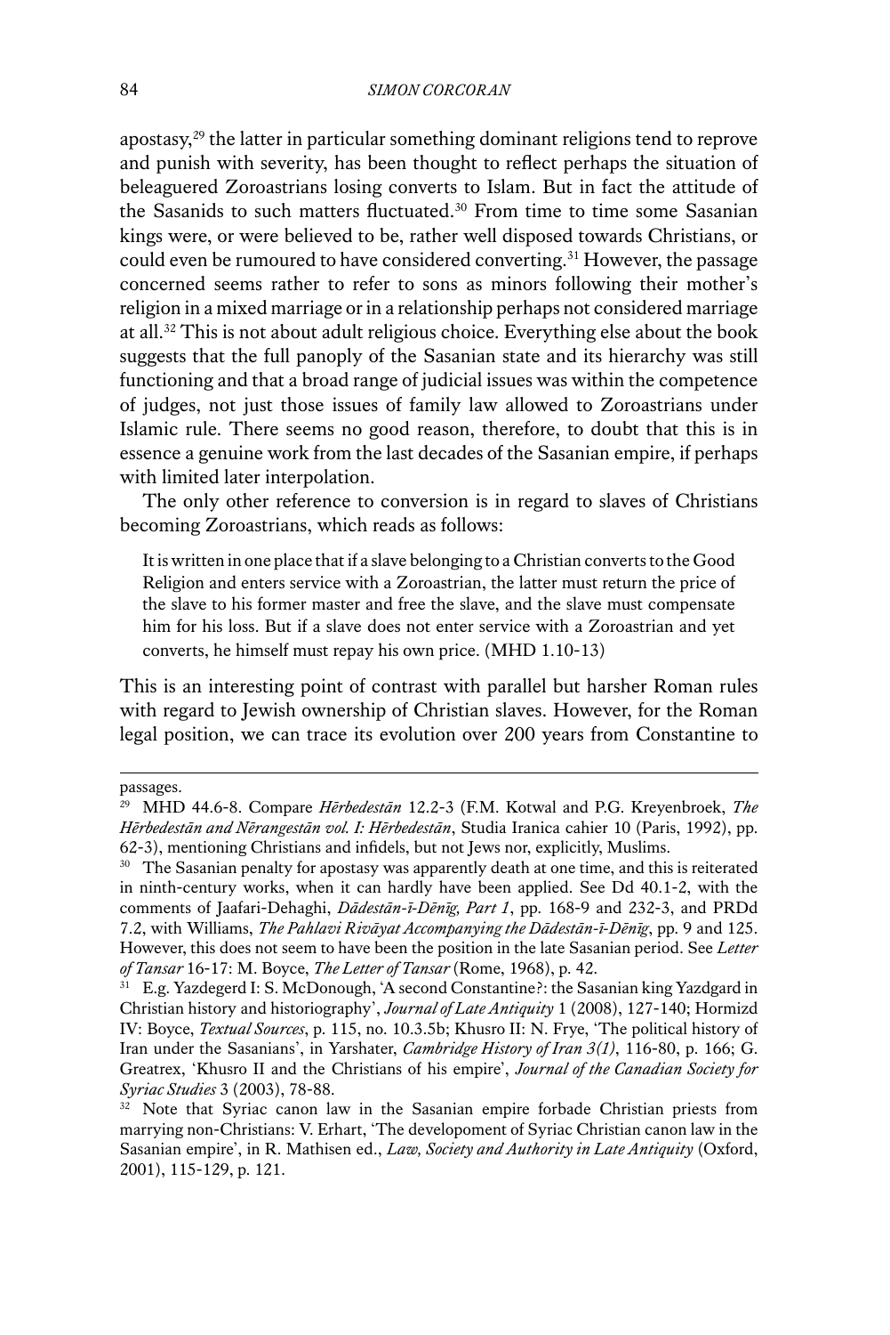apostasy,[29] the latter in particular something dominant religions tend to reprove and punish with severity, has been thought to reflect perhaps the situation of beleaguered Zoroastrians losing converts to Islam. But in fact the attitude of the Sasanids to such matters fluctuated.[30] From time to time some Sasanian kings were, or were believed to be, rather well disposed towards Christians, or could even be rumoured to have considered converting.[31] However, the passage concerned seems rather to refer to sons as minors following their mother's religion in a mixed marriage or in a relationship perhaps not considered marriage at all.[32] This is not about adult religious choice. Everything else about the book suggests that the full panoply of the Sasanian state and its hierarchy was still functioning and that a broad range of judicial issues was within the competence of judges, not just those issues of family law allowed to Zoroastrians under Islamic rule. There seems no good reason, therefore, to doubt that this is in essence a genuine work from the last decades of the Sasanian empire, if perhaps with limited later interpolation.

The only other reference to conversion is in regard to slaves of Christians becoming Zoroastrians, which reads as follows:

> It is written in one place that if a slave belonging to a Christian converts to the Good Religion and enters service with a Zoroastrian, the latter must return the price of the slave to his former master and free the slave, and the slave must compensate him for his loss. But if a slave does not enter service with a Zoroastrian and yet converts, he himself must repay his own price. (MHD 1.10-13)

This is an interesting point of contrast with parallel but harsher Roman rules with regard to Jewish ownership of Christian slaves. However, for the Roman legal position, we can trace its evolution over 200 years from Constantine to

---

passages.

[29] MHD 44.6-8. Compare *Hērbedestān* 12.2-3 (F.M. Kotwal and P.G. Kreyenbroek, *The Hērbedestān and Nērangestān vol. I: Hērbedestān*, Studia Iranica cahier 10 (Paris, 1992), pp. 62-3), mentioning Christians and infidels, but not Jews nor, explicitly, Muslims.

[30] The Sasanian penalty for apostasy was apparently death at one time, and this is reiterated in ninth-century works, when it can hardly have been applied. See Dd 40.1-2, with the comments of Jaafari-Dehaghi, *Dādestān-ī-Dēnīg, Part 1*, pp. 168-9 and 232-3, and PRDd 7.2, with Williams, *The Pahlavi Rivāyat Accompanying the Dādestān-ī-Dēnīg*, pp. 9 and 125. However, this does not seem to have been the position in the late Sasanian period. See *Letter of Tansar* 16-17: M. Boyce, *The Letter of Tansar* (Rome, 1968), p. 42.

[31] E.g. Yazdegerd I: S. McDonough, 'A second Constantine?: the Sasanian king Yazdgard in Christian history and historiography', *Journal of Late Antiquity* 1 (2008), 127-140; Hormizd IV: Boyce, *Textual Sources*, p. 115, no. 10.3.5b; Khusro II: N. Frye, 'The political history of Iran under the Sasanians', in Yarshater, *Cambridge History of Iran 3(1)*, 116-80, p. 166; G. Greatrex, 'Khusro II and the Christians of his empire', *Journal of the Canadian Society for Syriac Studies* 3 (2003), 78-88.

[32] Note that Syriac canon law in the Sasanian empire forbade Christian priests from marrying non-Christians: V. Erhart, 'The developoment of Syriac Christian canon law in the Sasanian empire', in R. Mathisen ed., *Law, Society and Authority in Late Antiquity* (Oxford, 2001), 115-129, p. 121.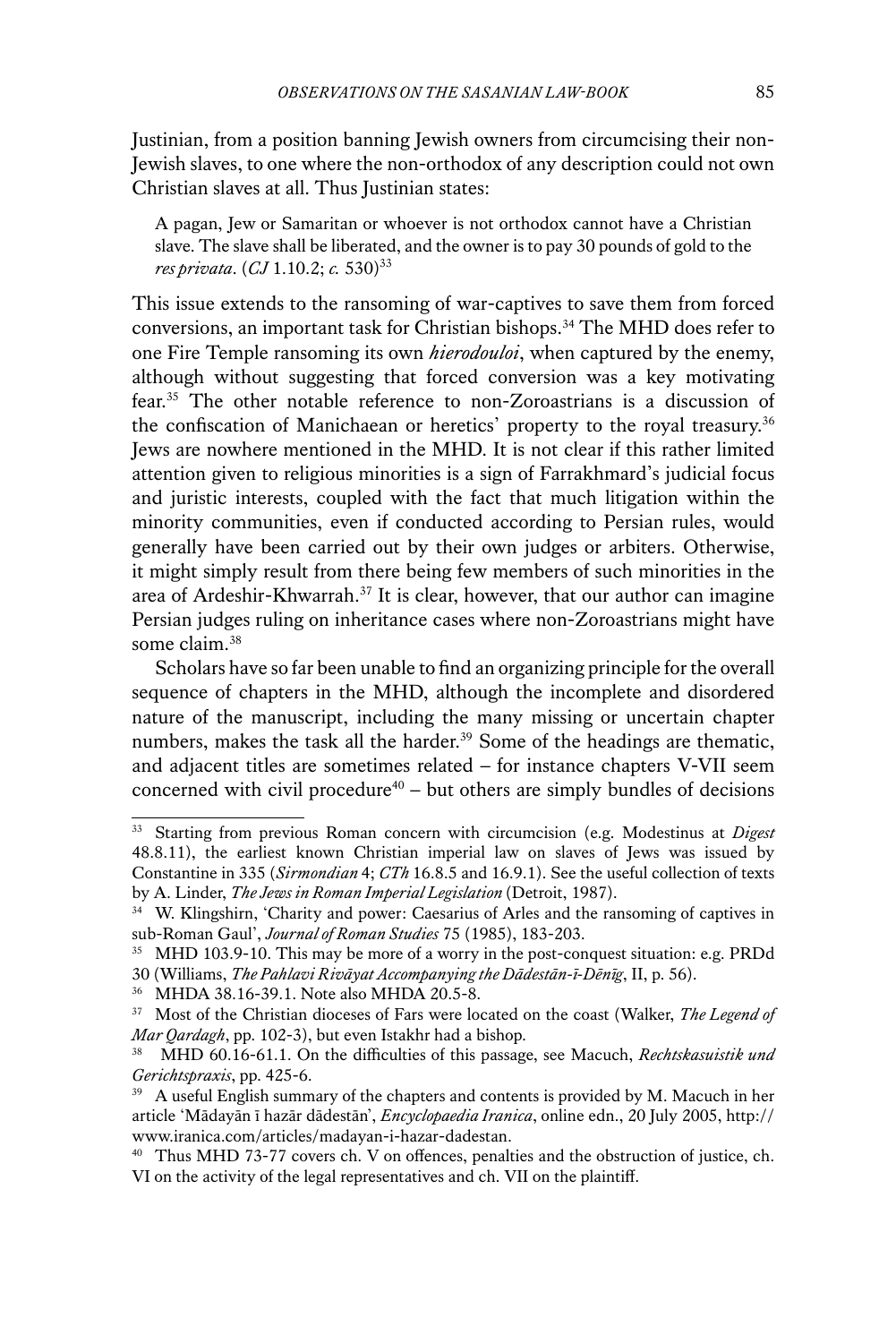Justinian, from a position banning Jewish owners from circumcising their non-Jewish slaves, to one where the non-orthodox of any description could not own Christian slaves at all. Thus Justinian states:

> A pagan, Jew or Samaritan or whoever is not orthodox cannot have a Christian slave. The slave shall be liberated, and the owner is to pay 30 pounds of gold to the *res privata*. (*CJ* 1.10.2; *c.* 530)[33]

This issue extends to the ransoming of war-captives to save them from forced conversions, an important task for Christian bishops.[34] The MHD does refer to one Fire Temple ransoming its own *hierodouloi*, when captured by the enemy, although without suggesting that forced conversion was a key motivating fear.[35] The other notable reference to non-Zoroastrians is a discussion of the confiscation of Manichaean or heretics' property to the royal treasury.[36] Jews are nowhere mentioned in the MHD. It is not clear if this rather limited attention given to religious minorities is a sign of Farrakhmard's judicial focus and juristic interests, coupled with the fact that much litigation within the minority communities, even if conducted according to Persian rules, would generally have been carried out by their own judges or arbiters. Otherwise, it might simply result from there being few members of such minorities in the area of Ardeshir-Khwarrah.[37] It is clear, however, that our author can imagine Persian judges ruling on inheritance cases where non-Zoroastrians might have some claim.[38]

Scholars have so far been unable to find an organizing principle for the overall sequence of chapters in the MHD, although the incomplete and disordered nature of the manuscript, including the many missing or uncertain chapter numbers, makes the task all the harder.[39] Some of the headings are thematic, and adjacent titles are sometimes related – for instance chapters V-VII seem concerned with civil procedure[40] – but others are simply bundles of decisions

---

[33] Starting from previous Roman concern with circumcision (e.g. Modestinus at *Digest* 48.8.11), the earliest known Christian imperial law on slaves of Jews was issued by Constantine in 335 (*Sirmondian* 4; *CTh* 16.8.5 and 16.9.1). See the useful collection of texts by A. Linder, *The Jews in Roman Imperial Legislation* (Detroit, 1987).

[34] W. Klingshirn, 'Charity and power: Caesarius of Arles and the ransoming of captives in sub-Roman Gaul', *Journal of Roman Studies* 75 (1985), 183-203.

[35] MHD 103.9-10. This may be more of a worry in the post-conquest situation: e.g. PRDd 30 (Williams, *The Pahlavi Rivāyat Accompanying the Dādestān-ī-Dēnīg*, II, p. 56).

[36] MHDA 38.16-39.1. Note also MHDA 20.5-8.

[37] Most of the Christian dioceses of Fars were located on the coast (Walker, *The Legend of Mar Qardagh*, pp. 102-3), but even Istakhr had a bishop.

[38] MHD 60.16-61.1. On the difficulties of this passage, see Macuch, *Rechtskasuistik und Gerichtspraxis*, pp. 425-6.

[39] A useful English summary of the chapters and contents is provided by M. Macuch in her article 'Mādayān ī hazār dādestān', *Encyclopaedia Iranica*, online edn., 20 July 2005, http://www.iranica.com/articles/madayan-i-hazar-dadestan.

[40] Thus MHD 73-77 covers ch. V on offences, penalties and the obstruction of justice, ch. VI on the activity of the legal representatives and ch. VII on the plaintiff.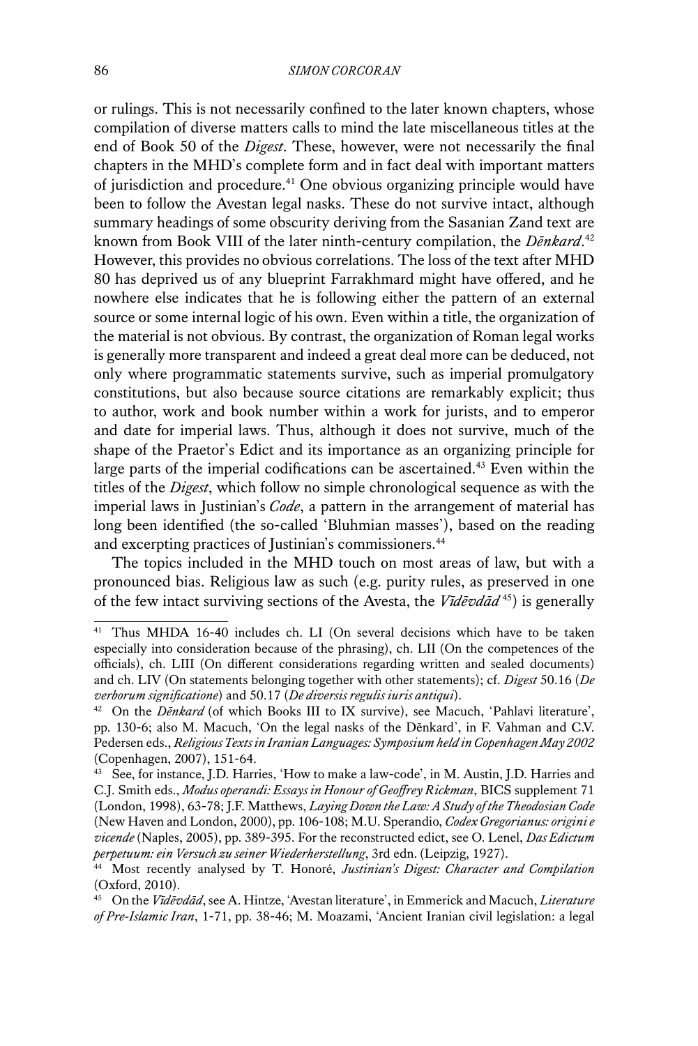or rulings. This is not necessarily confined to the later known chapters, whose compilation of diverse matters calls to mind the late miscellaneous titles at the end of Book 50 of the *Digest*. These, however, were not necessarily the final chapters in the MHD's complete form and in fact deal with important matters of jurisdiction and procedure.[41] One obvious organizing principle would have been to follow the Avestan legal nasks. These do not survive intact, although summary headings of some obscurity deriving from the Sasanian Zand text are known from Book VIII of the later ninth-century compilation, the *Dēnkard*.[42] However, this provides no obvious correlations. The loss of the text after MHD 80 has deprived us of any blueprint Farrakhmard might have offered, and he nowhere else indicates that he is following either the pattern of an external source or some internal logic of his own. Even within a title, the organization of the material is not obvious. By contrast, the organization of Roman legal works is generally more transparent and indeed a great deal more can be deduced, not only where programmatic statements survive, such as imperial promulgatory constitutions, but also because source citations are remarkably explicit; thus to author, work and book number within a work for jurists, and to emperor and date for imperial laws. Thus, although it does not survive, much of the shape of the Praetor's Edict and its importance as an organizing principle for large parts of the imperial codifications can be ascertained.[43] Even within the titles of the *Digest*, which follow no simple chronological sequence as with the imperial laws in Justinian's *Code*, a pattern in the arrangement of material has long been identified (the so-called 'Bluhmian masses'), based on the reading and excerpting practices of Justinian's commissioners.[44]

The topics included in the MHD touch on most areas of law, but with a pronounced bias. Religious law as such (e.g. purity rules, as preserved in one of the few intact surviving sections of the Avesta, the *Vīdēvdād*[45]) is generally

---

[41] Thus MHDA 16-40 includes ch. LI (On several decisions which have to be taken especially into consideration because of the phrasing), ch. LII (On the competences of the officials), ch. LIII (On different considerations regarding written and sealed documents) and ch. LIV (On statements belonging together with other statements); cf. *Digest* 50.16 (*De verborum significatione*) and 50.17 (*De diversis regulis iuris antiqui*).

[42] On the *Dēnkard* (of which Books III to IX survive), see Macuch, 'Pahlavi literature', pp. 130-6; also M. Macuch, 'On the legal nasks of the Dēnkard', in F. Vahman and C.V. Pedersen eds., *Religious Texts in Iranian Languages: Symposium held in Copenhagen May 2002* (Copenhagen, 2007), 151-64.

[43] See, for instance, J.D. Harries, 'How to make a law-code', in M. Austin, J.D. Harries and C.J. Smith eds., *Modus operandi: Essays in Honour of Geoffrey Rickman*, BICS supplement 71 (London, 1998), 63-78; J.F. Matthews, *Laying Down the Law: A Study of the Theodosian Code* (New Haven and London, 2000), pp. 106-108; M.U. Sperandio, *Codex Gregorianus: origini e vicende* (Naples, 2005), pp. 389-395. For the reconstructed edict, see O. Lenel, *Das Edictum perpetuum: ein Versuch zu seiner Wiederherstellung*, 3rd edn. (Leipzig, 1927).

[44] Most recently analysed by T. Honoré, *Justinian's Digest: Character and Compilation* (Oxford, 2010).

[45] On the *Vīdēvdād*, see A. Hintze, 'Avestan literature', in Emmerick and Macuch, *Literature of Pre-Islamic Iran*, 1-71, pp. 38-46; M. Moazami, 'Ancient Iranian civil legislation: a legal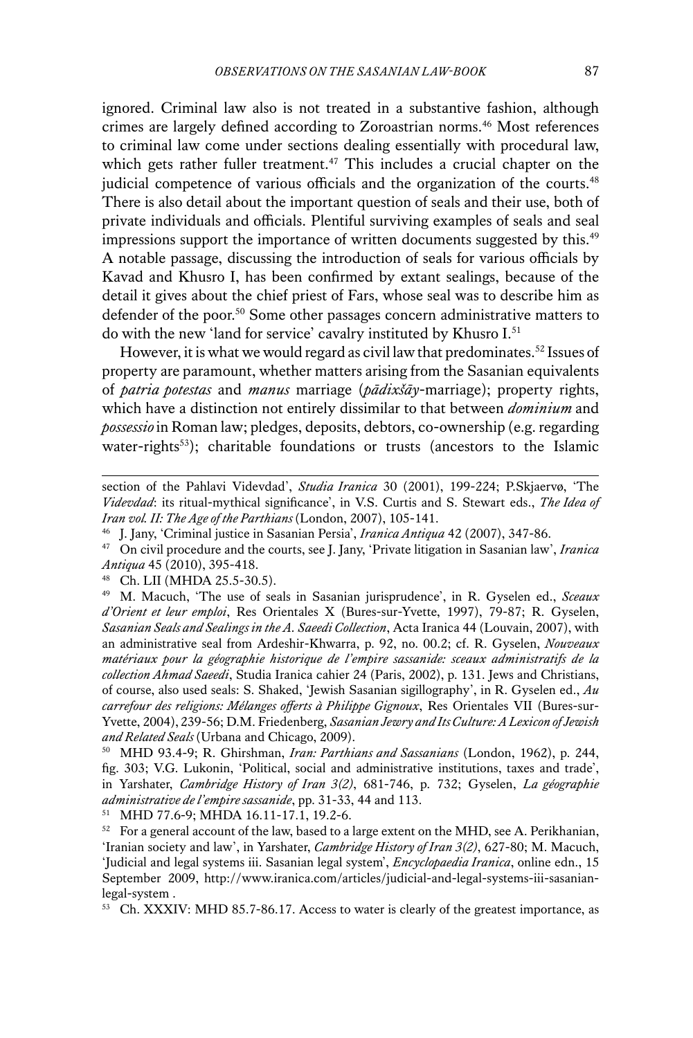ignored. Criminal law also is not treated in a substantive fashion, although crimes are largely defined according to Zoroastrian norms.[46] Most references to criminal law come under sections dealing essentially with procedural law, which gets rather fuller treatment.[47] This includes a crucial chapter on the judicial competence of various officials and the organization of the courts.[48] There is also detail about the important question of seals and their use, both of private individuals and officials. Plentiful surviving examples of seals and seal impressions support the importance of written documents suggested by this.[49] A notable passage, discussing the introduction of seals for various officials by Kavad and Khusro I, has been confirmed by extant sealings, because of the detail it gives about the chief priest of Fars, whose seal was to describe him as defender of the poor.[50] Some other passages concern administrative matters to do with the new 'land for service' cavalry instituted by Khusro I.[51]

However, it is what we would regard as civil law that predominates.[52] Issues of property are paramount, whether matters arising from the Sasanian equivalents of *patria potestas* and *manus* marriage (*pādixšāy*-marriage); property rights, which have a distinction not entirely dissimilar to that between *dominium* and *possessio* in Roman law; pledges, deposits, debtors, co-ownership (e.g. regarding water-rights[53]); charitable foundations or trusts (ancestors to the Islamic

---

section of the Pahlavi Videvdad', *Studia Iranica* 30 (2001), 199-224; P.Skjaervø, 'The *Videvdad*: its ritual-mythical significance', in V.S. Curtis and S. Stewart eds., *The Idea of Iran vol. II: The Age of the Parthians* (London, 2007), 105-141.

[46] J. Jany, 'Criminal justice in Sasanian Persia', *Iranica Antiqua* 42 (2007), 347-86.

[47] On civil procedure and the courts, see J. Jany, 'Private litigation in Sasanian law', *Iranica Antiqua* 45 (2010), 395-418.

[48] Ch. LII (MHDA 25.5-30.5).

[49] M. Macuch, 'The use of seals in Sasanian jurisprudence', in R. Gyselen ed., *Sceaux d'Orient et leur emploi*, Res Orientales X (Bures-sur-Yvette, 1997), 79-87; R. Gyselen, *Sasanian Seals and Sealings in the A. Saeedi Collection*, Acta Iranica 44 (Louvain, 2007), with an administrative seal from Ardeshir-Khwarra, p. 92, no. 00.2; cf. R. Gyselen, *Nouveaux matériaux pour la géographie historique de l'empire sassanide: sceaux administratifs de la collection Ahmad Saeedi*, Studia Iranica cahier 24 (Paris, 2002), p. 131. Jews and Christians, of course, also used seals: S. Shaked, 'Jewish Sasanian sigillography', in R. Gyselen ed., *Au carrefour des religions: Mélanges offerts à Philippe Gignoux*, Res Orientales VII (Bures-sur-Yvette, 2004), 239-56; D.M. Friedenberg, *Sasanian Jewry and Its Culture: A Lexicon of Jewish and Related Seals* (Urbana and Chicago, 2009).

[50] MHD 93.4-9; R. Ghirshman, *Iran: Parthians and Sassanians* (London, 1962), p. 244, fig. 303; V.G. Lukonin, 'Political, social and administrative institutions, taxes and trade', in Yarshater, *Cambridge History of Iran 3(2)*, 681-746, p. 732; Gyselen, *La géographie administrative de l'empire sassanide*, pp. 31-33, 44 and 113.

[51] MHD 77.6-9; MHDA 16.11-17.1, 19.2-6.

[52] For a general account of the law, based to a large extent on the MHD, see A. Perikhanian, 'Iranian society and law', in Yarshater, *Cambridge History of Iran 3(2)*, 627-80; M. Macuch, 'Judicial and legal systems iii. Sasanian legal system', *Encyclopaedia Iranica*, online edn., 15 September 2009, http://www.iranica.com/articles/judicial-and-legal-systems-iii-sasanian-legal-system .

[53] Ch. XXXIV: MHD 85.7-86.17. Access to water is clearly of the greatest importance, as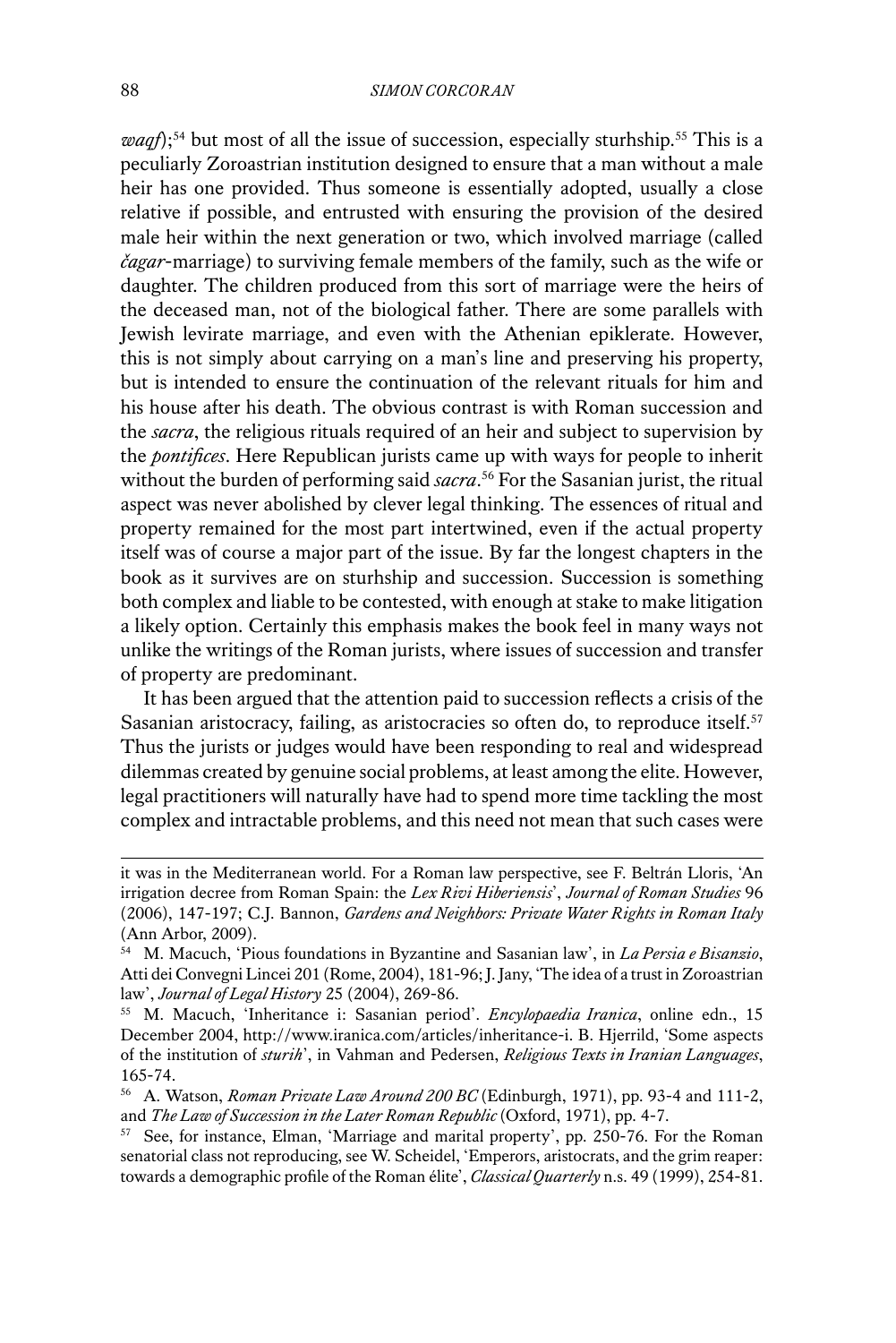*waqf*);[54] but most of all the issue of succession, especially sturhship.[55] This is a peculiarly Zoroastrian institution designed to ensure that a man without a male heir has one provided. Thus someone is essentially adopted, usually a close relative if possible, and entrusted with ensuring the provision of the desired male heir within the next generation or two, which involved marriage (called *čagar*-marriage) to surviving female members of the family, such as the wife or daughter. The children produced from this sort of marriage were the heirs of the deceased man, not of the biological father. There are some parallels with Jewish levirate marriage, and even with the Athenian epiklerate. However, this is not simply about carrying on a man's line and preserving his property, but is intended to ensure the continuation of the relevant rituals for him and his house after his death. The obvious contrast is with Roman succession and the *sacra*, the religious rituals required of an heir and subject to supervision by the *pontifices*. Here Republican jurists came up with ways for people to inherit without the burden of performing said *sacra*.[56] For the Sasanian jurist, the ritual aspect was never abolished by clever legal thinking. The essences of ritual and property remained for the most part intertwined, even if the actual property itself was of course a major part of the issue. By far the longest chapters in the book as it survives are on sturhship and succession. Succession is something both complex and liable to be contested, with enough at stake to make litigation a likely option. Certainly this emphasis makes the book feel in many ways not unlike the writings of the Roman jurists, where issues of succession and transfer of property are predominant.

It has been argued that the attention paid to succession reflects a crisis of the Sasanian aristocracy, failing, as aristocracies so often do, to reproduce itself.[57] Thus the jurists or judges would have been responding to real and widespread dilemmas created by genuine social problems, at least among the elite. However, legal practitioners will naturally have had to spend more time tackling the most complex and intractable problems, and this need not mean that such cases were

---

it was in the Mediterranean world. For a Roman law perspective, see F. Beltrán Lloris, 'An irrigation decree from Roman Spain: the *Lex Rivi Hiberiensis*', *Journal of Roman Studies* 96 (2006), 147-197; C.J. Bannon, *Gardens and Neighbors: Private Water Rights in Roman Italy* (Ann Arbor, 2009).

[54] M. Macuch, 'Pious foundations in Byzantine and Sasanian law', in *La Persia e Bisanzio*, Atti dei Convegni Lincei 201 (Rome, 2004), 181-96; J. Jany, 'The idea of a trust in Zoroastrian law', *Journal of Legal History* 25 (2004), 269-86.

[55] M. Macuch, 'Inheritance i: Sasanian period'. *Encylopaedia Iranica*, online edn., 15 December 2004, http://www.iranica.com/articles/inheritance-i. B. Hjerrild, 'Some aspects of the institution of *sturih*', in Vahman and Pedersen, *Religious Texts in Iranian Languages*, 165-74.

[56] A. Watson, *Roman Private Law Around 200 BC* (Edinburgh, 1971), pp. 93-4 and 111-2, and *The Law of Succession in the Later Roman Republic* (Oxford, 1971), pp. 4-7.

[57] See, for instance, Elman, 'Marriage and marital property', pp. 250-76. For the Roman senatorial class not reproducing, see W. Scheidel, 'Emperors, aristocrats, and the grim reaper: towards a demographic profile of the Roman élite', *Classical Quarterly* n.s. 49 (1999), 254-81.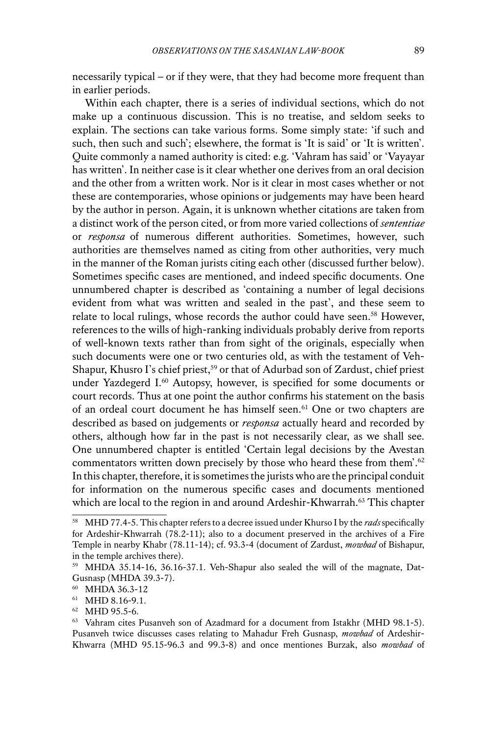necessarily typical – or if they were, that they had become more frequent than in earlier periods.

Within each chapter, there is a series of individual sections, which do not make up a continuous discussion. This is no treatise, and seldom seeks to explain. The sections can take various forms. Some simply state: 'if such and such, then such and such'; elsewhere, the format is 'It is said' or 'It is written'. Quite commonly a named authority is cited: e.g. 'Vahram has said' or 'Vayayar has written'. In neither case is it clear whether one derives from an oral decision and the other from a written work. Nor is it clear in most cases whether or not these are contemporaries, whose opinions or judgements may have been heard by the author in person. Again, it is unknown whether citations are taken from a distinct work of the person cited, or from more varied collections of *sententiae* or *responsa* of numerous different authorities. Sometimes, however, such authorities are themselves named as citing from other authorities, very much in the manner of the Roman jurists citing each other (discussed further below). Sometimes specific cases are mentioned, and indeed specific documents. One unnumbered chapter is described as 'containing a number of legal decisions evident from what was written and sealed in the past', and these seem to relate to local rulings, whose records the author could have seen.[58] However, references to the wills of high-ranking individuals probably derive from reports of well-known texts rather than from sight of the originals, especially when such documents were one or two centuries old, as with the testament of Veh-Shapur, Khusro I's chief priest,[59] or that of Adurbad son of Zardust, chief priest under Yazdegerd I.[60] Autopsy, however, is specified for some documents or court records. Thus at one point the author confirms his statement on the basis of an ordeal court document he has himself seen.[61] One or two chapters are described as based on judgements or *responsa* actually heard and recorded by others, although how far in the past is not necessarily clear, as we shall see. One unnumbered chapter is entitled 'Certain legal decisions by the Avestan commentators written down precisely by those who heard these from them'.[62] In this chapter, therefore, it is sometimes the jurists who are the principal conduit for information on the numerous specific cases and documents mentioned which are local to the region in and around Ardeshir-Khwarrah.[63] This chapter

---

[58] MHD 77.4-5. This chapter refers to a decree issued under Khurso I by the *rads* specifically for Ardeshir-Khwarrah (78.2-11); also to a document preserved in the archives of a Fire Temple in nearby Khabr (78.11-14); cf. 93.3-4 (document of Zardust, *mowbad* of Bishapur, in the temple archives there).

[59] MHDA 35.14-16, 36.16-37.1. Veh-Shapur also sealed the will of the magnate, Dat-Gusnasp (MHDA 39.3-7).

[60] MHDA 36.3-12

[61] MHD 8.16-9.1.

[62] MHD 95.5-6.

[63] Vahram cites Pusanveh son of Azadmard for a document from Istakhr (MHD 98.1-5). Pusanveh twice discusses cases relating to Mahadur Freh Gusnasp, *mowbad* of Ardeshir-Khwarra (MHD 95.15-96.3 and 99.3-8) and once mentiones Burzak, also *mowbad* of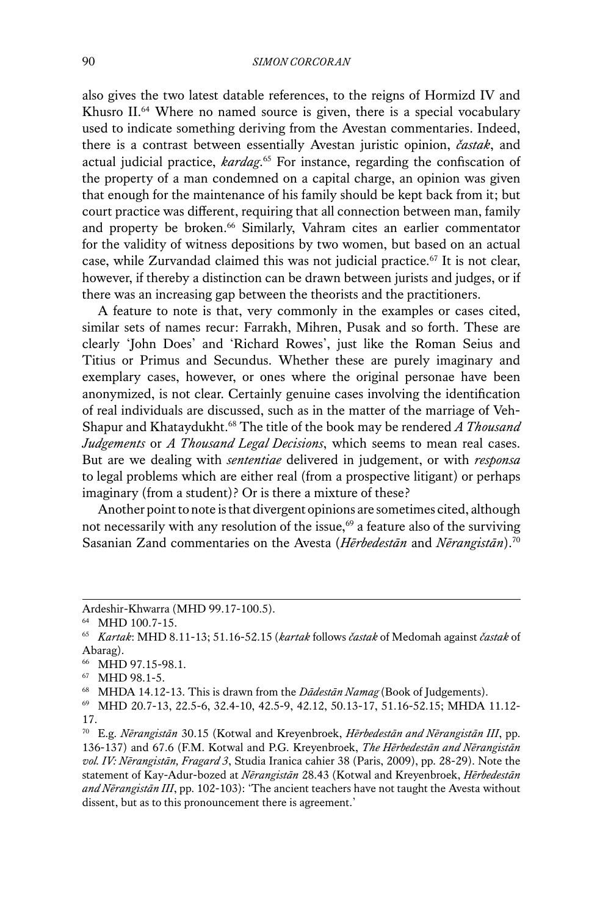also gives the two latest datable references, to the reigns of Hormizd IV and Khusro II.[64] Where no named source is given, there is a special vocabulary used to indicate something deriving from the Avestan commentaries. Indeed, there is a contrast between essentially Avestan juristic opinion, *častak*, and actual judicial practice, *kardag*.[65] For instance, regarding the confiscation of the property of a man condemned on a capital charge, an opinion was given that enough for the maintenance of his family should be kept back from it; but court practice was different, requiring that all connection between man, family and property be broken.[66] Similarly, Vahram cites an earlier commentator for the validity of witness depositions by two women, but based on an actual case, while Zurvandad claimed this was not judicial practice.[67] It is not clear, however, if thereby a distinction can be drawn between jurists and judges, or if there was an increasing gap between the theorists and the practitioners.

A feature to note is that, very commonly in the examples or cases cited, similar sets of names recur: Farrakh, Mihren, Pusak and so forth. These are clearly 'John Does' and 'Richard Rowes', just like the Roman Seius and Titius or Primus and Secundus. Whether these are purely imaginary and exemplary cases, however, or ones where the original personae have been anonymized, is not clear. Certainly genuine cases involving the identification of real individuals are discussed, such as in the matter of the marriage of Veh-Shapur and Khataydukht.[68] The title of the book may be rendered *A Thousand Judgements* or *A Thousand Legal Decisions*, which seems to mean real cases. But are we dealing with *sententiae* delivered in judgement, or with *responsa* to legal problems which are either real (from a prospective litigant) or perhaps imaginary (from a student)? Or is there a mixture of these?

Another point to note is that divergent opinions are sometimes cited, although not necessarily with any resolution of the issue,[69] a feature also of the surviving Sasanian Zand commentaries on the Avesta (*Hērbedestān* and *Nērangistān*).[70]

---

Ardeshir-Khwarra (MHD 99.17-100.5).

[64] MHD 100.7-15.

[65] *Kartak*: MHD 8.11-13; 51.16-52.15 (*kartak* follows *častak* of Medomah against *častak* of Abarag).

[66] MHD 97.15-98.1.

[67] MHD 98.1-5.

[68] MHDA 14.12-13. This is drawn from the *Dādestān Namag* (Book of Judgements).

[69] MHD 20.7-13, 22.5-6, 32.4-10, 42.5-9, 42.12, 50.13-17, 51.16-52.15; MHDA 11.12-17.

[70] E.g. *Nērangistān* 30.15 (Kotwal and Kreyenbroek, *Hērbedestān and Nērangistān III*, pp. 136-137) and 67.6 (F.M. Kotwal and P.G. Kreyenbroek, *The Hērbedestān and Nērangistān vol. IV: Nērangistān, Fragard 3*, Studia Iranica cahier 38 (Paris, 2009), pp. 28-29). Note the statement of Kay-Adur-bozed at *Nērangistān* 28.43 (Kotwal and Kreyenbroek, *Hērbedestān and Nērangistān III*, pp. 102-103): 'The ancient teachers have not taught the Avesta without dissent, but as to this pronouncement there is agreement.'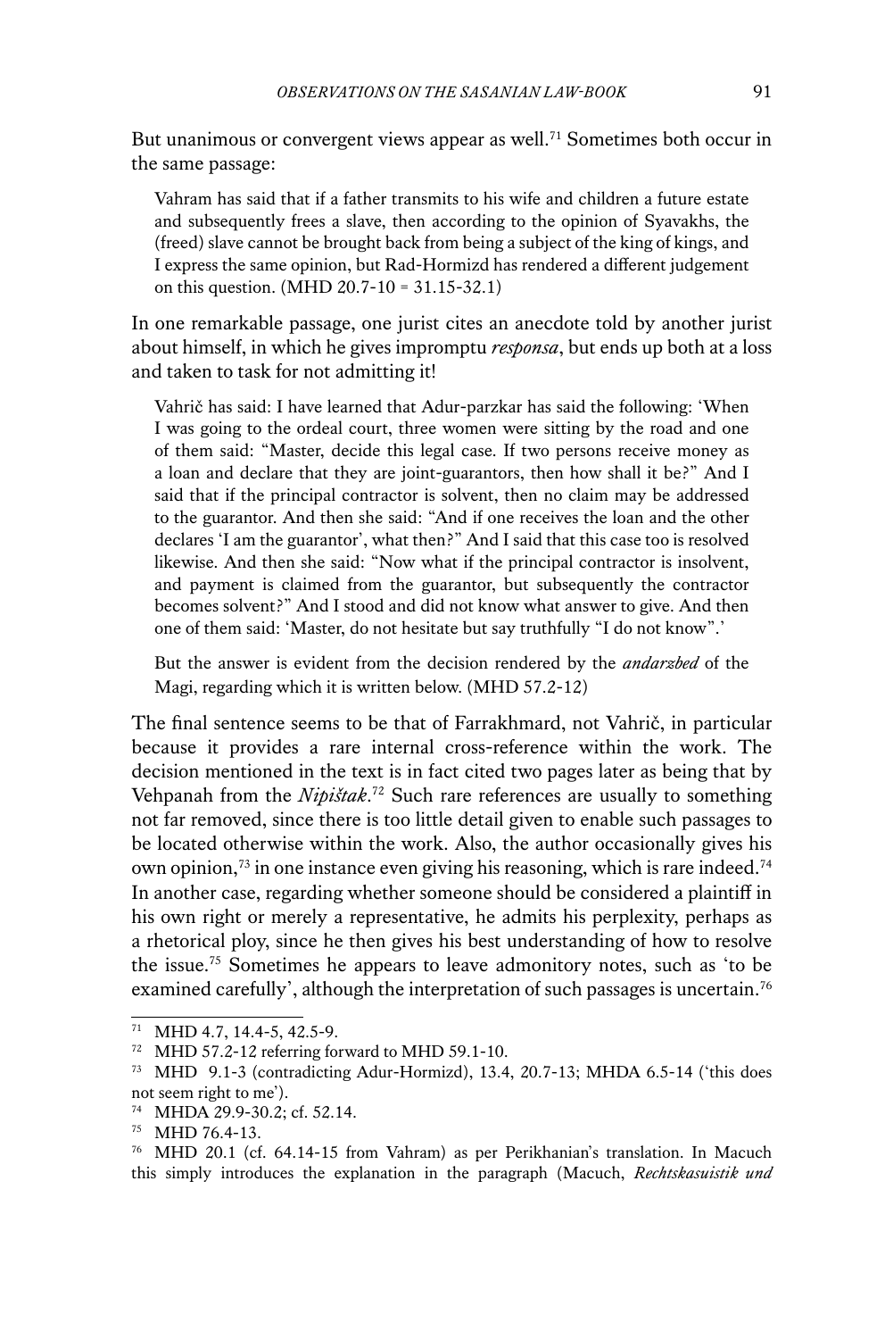But unanimous or convergent views appear as well.[71] Sometimes both occur in the same passage:

> Vahram has said that if a father transmits to his wife and children a future estate and subsequently frees a slave, then according to the opinion of Syavakhs, the (freed) slave cannot be brought back from being a subject of the king of kings, and I express the same opinion, but Rad-Hormizd has rendered a different judgement on this question. (MHD 20.7-10 = 31.15-32.1)

In one remarkable passage, one jurist cites an anecdote told by another jurist about himself, in which he gives impromptu *responsa*, but ends up both at a loss and taken to task for not admitting it!

> Vahrič has said: I have learned that Adur-parzkar has said the following: 'When I was going to the ordeal court, three women were sitting by the road and one of them said: "Master, decide this legal case. If two persons receive money as a loan and declare that they are joint-guarantors, then how shall it be?" And I said that if the principal contractor is solvent, then no claim may be addressed to the guarantor. And then she said: "And if one receives the loan and the other declares 'I am the guarantor', what then?" And I said that this case too is resolved likewise. And then she said: "Now what if the principal contractor is insolvent, and payment is claimed from the guarantor, but subsequently the contractor becomes solvent?" And I stood and did not know what answer to give. And then one of them said: 'Master, do not hesitate but say truthfully "I do not know".'
>
> But the answer is evident from the decision rendered by the *andarzbed* of the Magi, regarding which it is written below. (MHD 57.2-12)

The final sentence seems to be that of Farrakhmard, not Vahrič, in particular because it provides a rare internal cross-reference within the work. The decision mentioned in the text is in fact cited two pages later as being that by Vehpanah from the *Nipištak*.[72] Such rare references are usually to something not far removed, since there is too little detail given to enable such passages to be located otherwise within the work. Also, the author occasionally gives his own opinion,[73] in one instance even giving his reasoning, which is rare indeed.[74] In another case, regarding whether someone should be considered a plaintiff in his own right or merely a representative, he admits his perplexity, perhaps as a rhetorical ploy, since he then gives his best understanding of how to resolve the issue.[75] Sometimes he appears to leave admonitory notes, such as 'to be examined carefully', although the interpretation of such passages is uncertain.[76]

---

[71] MHD 4.7, 14.4-5, 42.5-9.

[72] MHD 57.2-12 referring forward to MHD 59.1-10.

[73] MHD 9.1-3 (contradicting Adur-Hormizd), 13.4, 20.7-13; MHDA 6.5-14 ('this does not seem right to me').

[74] MHDA 29.9-30.2; cf. 52.14.

[75] MHD 76.4-13.

[76] MHD 20.1 (cf. 64.14-15 from Vahram) as per Perikhanian's translation. In Macuch this simply introduces the explanation in the paragraph (Macuch, *Rechtskasuistik und*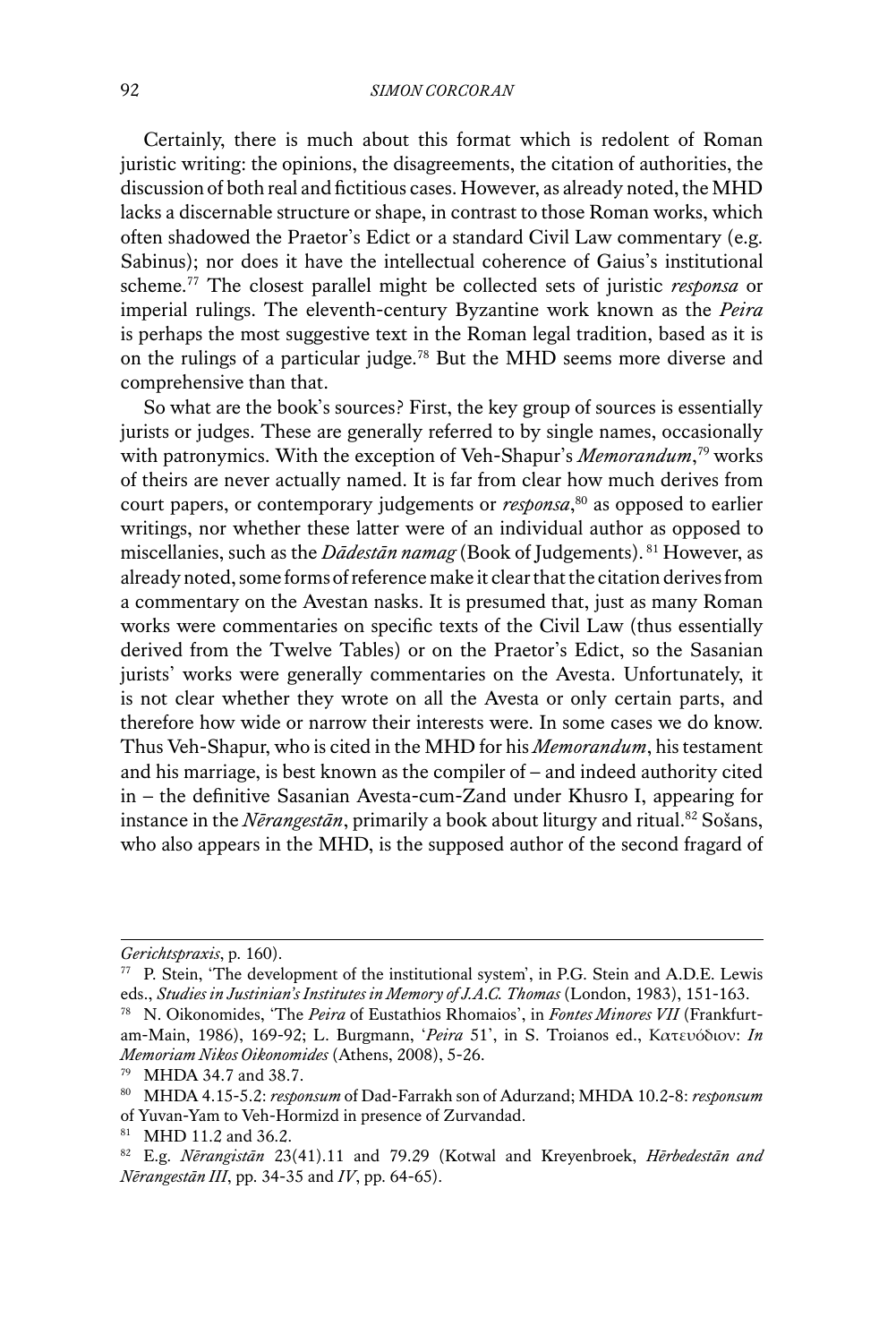Certainly, there is much about this format which is redolent of Roman juristic writing: the opinions, the disagreements, the citation of authorities, the discussion of both real and fictitious cases. However, as already noted, the MHD lacks a discernable structure or shape, in contrast to those Roman works, which often shadowed the Praetor's Edict or a standard Civil Law commentary (e.g. Sabinus); nor does it have the intellectual coherence of Gaius's institutional scheme.[77] The closest parallel might be collected sets of juristic *responsa* or imperial rulings. The eleventh-century Byzantine work known as the *Peira* is perhaps the most suggestive text in the Roman legal tradition, based as it is on the rulings of a particular judge.[78] But the MHD seems more diverse and comprehensive than that.

So what are the book's sources? First, the key group of sources is essentially jurists or judges. These are generally referred to by single names, occasionally with patronymics. With the exception of Veh-Shapur's *Memorandum*,[79] works of theirs are never actually named. It is far from clear how much derives from court papers, or contemporary judgements or *responsa*,[80] as opposed to earlier writings, nor whether these latter were of an individual author as opposed to miscellanies, such as the *Dādestān namag* (Book of Judgements). [81] However, as already noted, some forms of reference make it clear that the citation derives from a commentary on the Avestan nasks. It is presumed that, just as many Roman works were commentaries on specific texts of the Civil Law (thus essentially derived from the Twelve Tables) or on the Praetor's Edict, so the Sasanian jurists' works were generally commentaries on the Avesta. Unfortunately, it is not clear whether they wrote on all the Avesta or only certain parts, and therefore how wide or narrow their interests were. In some cases we do know. Thus Veh-Shapur, who is cited in the MHD for his *Memorandum*, his testament and his marriage, is best known as the compiler of – and indeed authority cited in – the definitive Sasanian Avesta-cum-Zand under Khusro I, appearing for instance in the *Nērangestān*, primarily a book about liturgy and ritual.[82] Sošans, who also appears in the MHD, is the supposed author of the second fragard of

---

*Gerichtspraxis*, p. 160).

[77] P. Stein, 'The development of the institutional system', in P.G. Stein and A.D.E. Lewis eds., *Studies in Justinian's Institutes in Memory of J.A.C. Thomas* (London, 1983), 151-163.

[78] N. Oikonomides, 'The *Peira* of Eustathios Rhomaios', in *Fontes Minores VII* (Frankfurt-am-Main, 1986), 169-92; L. Burgmann, '*Peira* 51', in S. Troianos ed., Κατευόδιον: *In Memoriam Nikos Oikonomides* (Athens, 2008), 5-26.

[79] MHDA 34.7 and 38.7.

[80] MHDA 4.15-5.2: *responsum* of Dad-Farrakh son of Adurzand; MHDA 10.2-8: *responsum* of Yuvan-Yam to Veh-Hormizd in presence of Zurvandad.

[81] MHD 11.2 and 36.2.

[82] E.g. *Nērangistān* 23(41).11 and 79.29 (Kotwal and Kreyenbroek, *Hērbedestān and Nērangestān III*, pp. 34-35 and *IV*, pp. 64-65).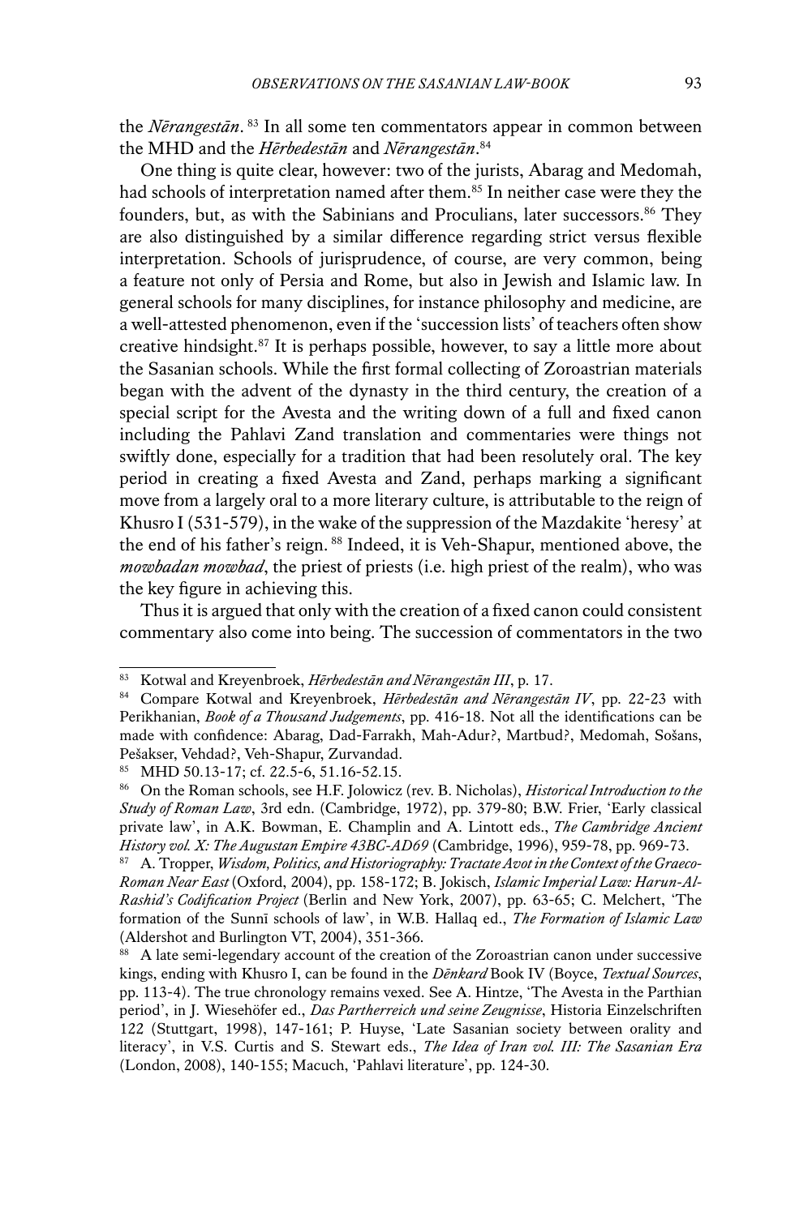the *Nērangestān*. [83] In all some ten commentators appear in common between the MHD and the *Hērbedestān* and *Nērangestān*.[84]

One thing is quite clear, however: two of the jurists, Abarag and Medomah, had schools of interpretation named after them.[85] In neither case were they the founders, but, as with the Sabinians and Proculians, later successors.[86] They are also distinguished by a similar difference regarding strict versus flexible interpretation. Schools of jurisprudence, of course, are very common, being a feature not only of Persia and Rome, but also in Jewish and Islamic law. In general schools for many disciplines, for instance philosophy and medicine, are a well-attested phenomenon, even if the 'succession lists' of teachers often show creative hindsight.[87] It is perhaps possible, however, to say a little more about the Sasanian schools. While the first formal collecting of Zoroastrian materials began with the advent of the dynasty in the third century, the creation of a special script for the Avesta and the writing down of a full and fixed canon including the Pahlavi Zand translation and commentaries were things not swiftly done, especially for a tradition that had been resolutely oral. The key period in creating a fixed Avesta and Zand, perhaps marking a significant move from a largely oral to a more literary culture, is attributable to the reign of Khusro I (531-579), in the wake of the suppression of the Mazdakite 'heresy' at the end of his father's reign. [88] Indeed, it is Veh-Shapur, mentioned above, the *mowbadan mowbad*, the priest of priests (i.e. high priest of the realm), who was the key figure in achieving this.

Thus it is argued that only with the creation of a fixed canon could consistent commentary also come into being. The succession of commentators in the two

---

[83] Kotwal and Kreyenbroek, *Hērbedestān and Nērangestān III*, p. 17.

[84] Compare Kotwal and Kreyenbroek, *Hērbedestān and Nērangestān IV*, pp. 22-23 with Perikhanian, *Book of a Thousand Judgements*, pp. 416-18. Not all the identifications can be made with confidence: Abarag, Dad-Farrakh, Mah-Adur?, Martbud?, Medomah, Sošans, Pešakser, Vehdad?, Veh-Shapur, Zurvandad.

[85] MHD 50.13-17; cf. 22.5-6, 51.16-52.15.

[86] On the Roman schools, see H.F. Jolowicz (rev. B. Nicholas), *Historical Introduction to the Study of Roman Law*, 3rd edn. (Cambridge, 1972), pp. 379-80; B.W. Frier, 'Early classical private law', in A.K. Bowman, E. Champlin and A. Lintott eds., *The Cambridge Ancient History vol. X: The Augustan Empire 43BC-AD69* (Cambridge, 1996), 959-78, pp. 969-73.

[87] A. Tropper, *Wisdom, Politics, and Historiography: Tractate Avot in the Context of the Graeco-Roman Near East* (Oxford, 2004), pp. 158-172; B. Jokisch, *Islamic Imperial Law: Harun-Al-Rashid's Codification Project* (Berlin and New York, 2007), pp. 63-65; C. Melchert, 'The formation of the Sunnī schools of law', in W.B. Hallaq ed., *The Formation of Islamic Law* (Aldershot and Burlington VT, 2004), 351-366.

[88] A late semi-legendary account of the creation of the Zoroastrian canon under successive kings, ending with Khusro I, can be found in the *Dēnkard* Book IV (Boyce, *Textual Sources*, pp. 113-4). The true chronology remains vexed. See A. Hintze, 'The Avesta in the Parthian period', in J. Wiesehöfer ed., *Das Partherreich und seine Zeugnisse*, Historia Einzelschriften 122 (Stuttgart, 1998), 147-161; P. Huyse, 'Late Sasanian society between orality and literacy', in V.S. Curtis and S. Stewart eds., *The Idea of Iran vol. III: The Sasanian Era* (London, 2008), 140-155; Macuch, 'Pahlavi literature', pp. 124-30.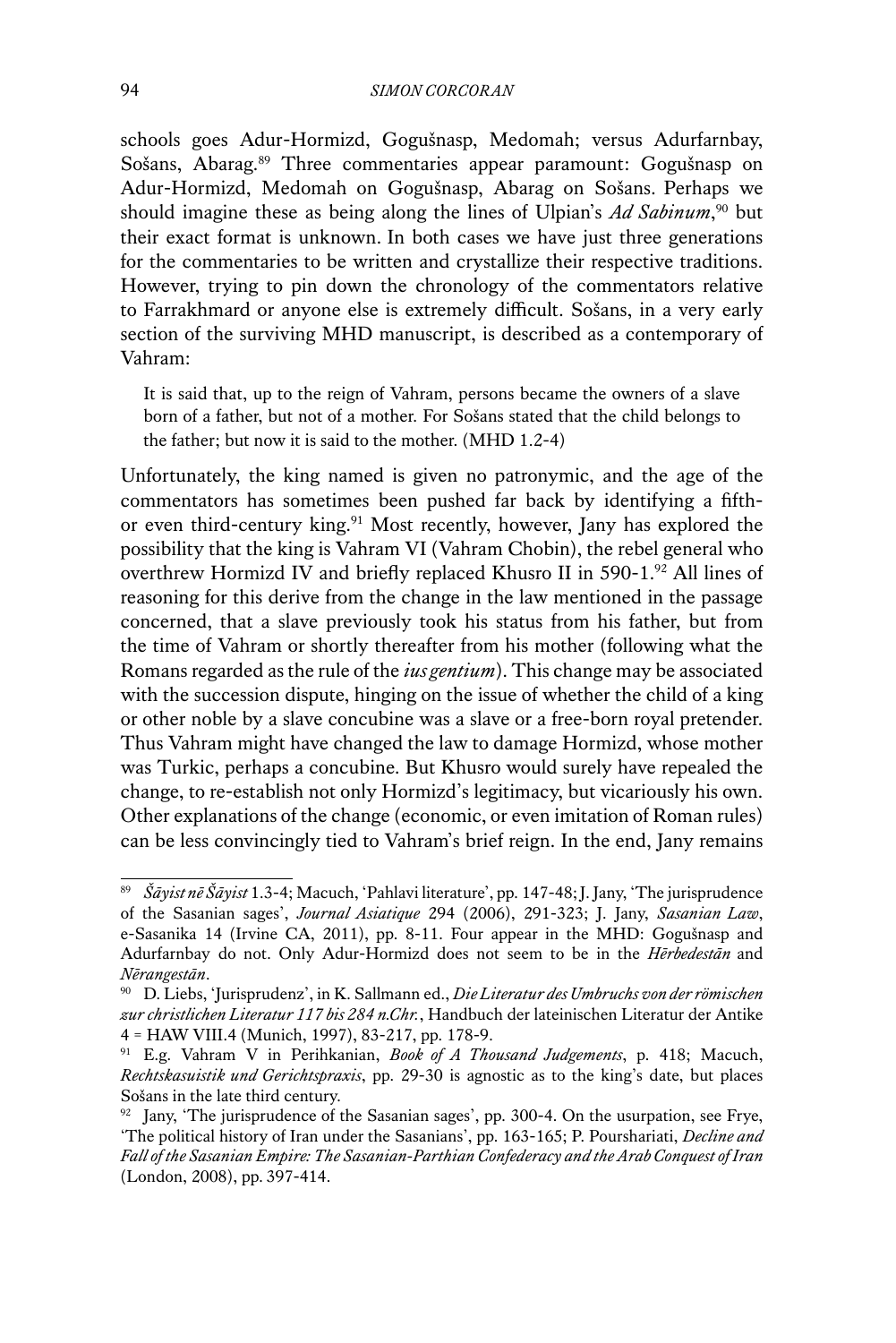schools goes Adur-Hormizd, Gogušnasp, Medomah; versus Adurfarnbay, Sošans, Abarag.[89] Three commentaries appear paramount: Gogušnasp on Adur-Hormizd, Medomah on Gogušnasp, Abarag on Sošans. Perhaps we should imagine these as being along the lines of Ulpian's *Ad Sabinum*,[90] but their exact format is unknown. In both cases we have just three generations for the commentaries to be written and crystallize their respective traditions. However, trying to pin down the chronology of the commentators relative to Farrakhmard or anyone else is extremely difficult. Sošans, in a very early section of the surviving MHD manuscript, is described as a contemporary of Vahram:

> It is said that, up to the reign of Vahram, persons became the owners of a slave born of a father, but not of a mother. For Sošans stated that the child belongs to the father; but now it is said to the mother. (MHD 1.2-4)

Unfortunately, the king named is given no patronymic, and the age of the commentators has sometimes been pushed far back by identifying a fifth- or even third-century king.[91] Most recently, however, Jany has explored the possibility that the king is Vahram VI (Vahram Chobin), the rebel general who overthrew Hormizd IV and briefly replaced Khusro II in 590-1.[92] All lines of reasoning for this derive from the change in the law mentioned in the passage concerned, that a slave previously took his status from his father, but from the time of Vahram or shortly thereafter from his mother (following what the Romans regarded as the rule of the *ius gentium*). This change may be associated with the succession dispute, hinging on the issue of whether the child of a king or other noble by a slave concubine was a slave or a free-born royal pretender. Thus Vahram might have changed the law to damage Hormizd, whose mother was Turkic, perhaps a concubine. But Khusro would surely have repealed the change, to re-establish not only Hormizd's legitimacy, but vicariously his own. Other explanations of the change (economic, or even imitation of Roman rules) can be less convincingly tied to Vahram's brief reign. In the end, Jany remains

---

[89] *Šāyist nē Šāyist* 1.3-4; Macuch, 'Pahlavi literature', pp. 147-48; J. Jany, 'The jurisprudence of the Sasanian sages', *Journal Asiatique* 294 (2006), 291-323; J. Jany, *Sasanian Law*, e-Sasanika 14 (Irvine CA, 2011), pp. 8-11. Four appear in the MHD: Gogušnasp and Adurfarnbay do not. Only Adur-Hormizd does not seem to be in the *Hērbedestān* and *Nērangestān*.

[90] D. Liebs, 'Jurisprudenz', in K. Sallmann ed., *Die Literatur des Umbruchs von der römischen zur christlichen Literatur 117 bis 284 n.Chr.*, Handbuch der lateinischen Literatur der Antike 4 = HAW VIII.4 (Munich, 1997), 83-217, pp. 178-9.

[91] E.g. Vahram V in Perihkanian, *Book of A Thousand Judgements*, p. 418; Macuch, *Rechtskasuistik und Gerichtspraxis*, pp. 29-30 is agnostic as to the king's date, but places Sošans in the late third century.

[92] Jany, 'The jurisprudence of the Sasanian sages', pp. 300-4. On the usurpation, see Frye, 'The political history of Iran under the Sasanians', pp. 163-165; P. Pourshariati, *Decline and Fall of the Sasanian Empire: The Sasanian-Parthian Confederacy and the Arab Conquest of Iran* (London, 2008), pp. 397-414.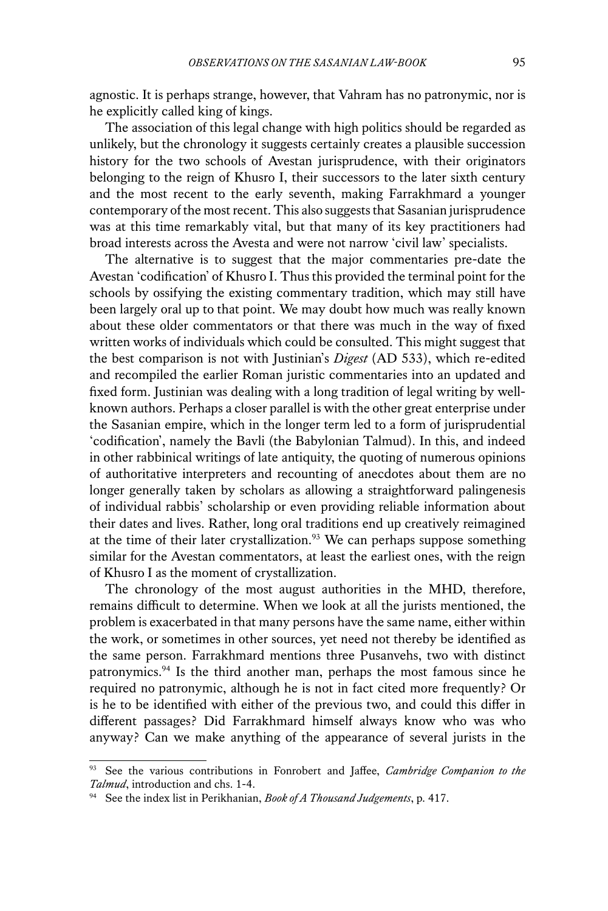agnostic. It is perhaps strange, however, that Vahram has no patronymic, nor is he explicitly called king of kings.

The association of this legal change with high politics should be regarded as unlikely, but the chronology it suggests certainly creates a plausible succession history for the two schools of Avestan jurisprudence, with their originators belonging to the reign of Khusro I, their successors to the later sixth century and the most recent to the early seventh, making Farrakhmard a younger contemporary of the most recent. This also suggests that Sasanian jurisprudence was at this time remarkably vital, but that many of its key practitioners had broad interests across the Avesta and were not narrow 'civil law' specialists.

The alternative is to suggest that the major commentaries pre-date the Avestan 'codification' of Khusro I. Thus this provided the terminal point for the schools by ossifying the existing commentary tradition, which may still have been largely oral up to that point. We may doubt how much was really known about these older commentators or that there was much in the way of fixed written works of individuals which could be consulted. This might suggest that the best comparison is not with Justinian's *Digest* (AD 533), which re-edited and recompiled the earlier Roman juristic commentaries into an updated and fixed form. Justinian was dealing with a long tradition of legal writing by well-known authors. Perhaps a closer parallel is with the other great enterprise under the Sasanian empire, which in the longer term led to a form of jurisprudential 'codification', namely the Bavli (the Babylonian Talmud). In this, and indeed in other rabbinical writings of late antiquity, the quoting of numerous opinions of authoritative interpreters and recounting of anecdotes about them are no longer generally taken by scholars as allowing a straightforward palingenesis of individual rabbis' scholarship or even providing reliable information about their dates and lives. Rather, long oral traditions end up creatively reimagined at the time of their later crystallization.[93] We can perhaps suppose something similar for the Avestan commentators, at least the earliest ones, with the reign of Khusro I as the moment of crystallization.

The chronology of the most august authorities in the MHD, therefore, remains difficult to determine. When we look at all the jurists mentioned, the problem is exacerbated in that many persons have the same name, either within the work, or sometimes in other sources, yet need not thereby be identified as the same person. Farrakhmard mentions three Pusanvehs, two with distinct patronymics.[94] Is the third another man, perhaps the most famous since he required no patronymic, although he is not in fact cited more frequently? Or is he to be identified with either of the previous two, and could this differ in different passages? Did Farrakhmard himself always know who was who anyway? Can we make anything of the appearance of several jurists in the

[93] See the various contributions in Fonrobert and Jaffee, *Cambridge Companion to the Talmud*, introduction and chs. 1-4.

[94] See the index list in Perikhanian, *Book of A Thousand Judgements*, p. 417.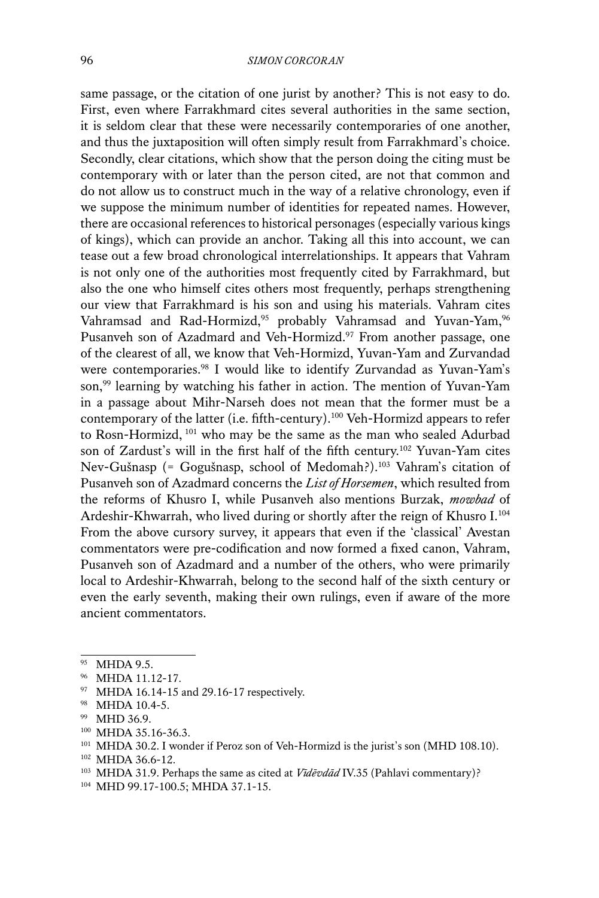same passage, or the citation of one jurist by another? This is not easy to do. First, even where Farrakhmard cites several authorities in the same section, it is seldom clear that these were necessarily contemporaries of one another, and thus the juxtaposition will often simply result from Farrakhmard's choice. Secondly, clear citations, which show that the person doing the citing must be contemporary with or later than the person cited, are not that common and do not allow us to construct much in the way of a relative chronology, even if we suppose the minimum number of identities for repeated names. However, there are occasional references to historical personages (especially various kings of kings), which can provide an anchor. Taking all this into account, we can tease out a few broad chronological interrelationships. It appears that Vahram is not only one of the authorities most frequently cited by Farrakhmard, but also the one who himself cites others most frequently, perhaps strengthening our view that Farrakhmard is his son and using his materials. Vahram cites Vahramsad and Rad-Hormizd,[95] probably Vahramsad and Yuvan-Yam,[96] Pusanveh son of Azadmard and Veh-Hormizd.[97] From another passage, one of the clearest of all, we know that Veh-Hormizd, Yuvan-Yam and Zurvandad were contemporaries.[98] I would like to identify Zurvandad as Yuvan-Yam's son,[99] learning by watching his father in action. The mention of Yuvan-Yam in a passage about Mihr-Narseh does not mean that the former must be a contemporary of the latter (i.e. fifth-century).[100] Veh-Hormizd appears to refer to Rosn-Hormizd,[101] who may be the same as the man who sealed Adurbad son of Zardust's will in the first half of the fifth century.[102] Yuvan-Yam cites Nev-Gušnasp (= Gogušnasp, school of Medomah?).[103] Vahram's citation of Pusanveh son of Azadmard concerns the *List of Horsemen*, which resulted from the reforms of Khusro I, while Pusanveh also mentions Burzak, *mowbad* of Ardeshir-Khwarrah, who lived during or shortly after the reign of Khusro I.[104] From the above cursory survey, it appears that even if the 'classical' Avestan commentators were pre-codification and now formed a fixed canon, Vahram, Pusanveh son of Azadmard and a number of the others, who were primarily local to Ardeshir-Khwarrah, belong to the second half of the sixth century or even the early seventh, making their own rulings, even if aware of the more ancient commentators.

---

[95] MHDA 9.5.

[96] MHDA 11.12-17.

[97] MHDA 16.14-15 and 29.16-17 respectively.

[98] MHDA 10.4-5.

[99] MHD 36.9.

[100] MHDA 35.16-36.3.

[101] MHDA 30.2. I wonder if Peroz son of Veh-Hormizd is the jurist's son (MHD 108.10).

[102] MHDA 36.6-12.

[103] MHDA 31.9. Perhaps the same as cited at *Vīdēvdād* IV.35 (Pahlavi commentary)?

[104] MHD 99.17-100.5; MHDA 37.1-15.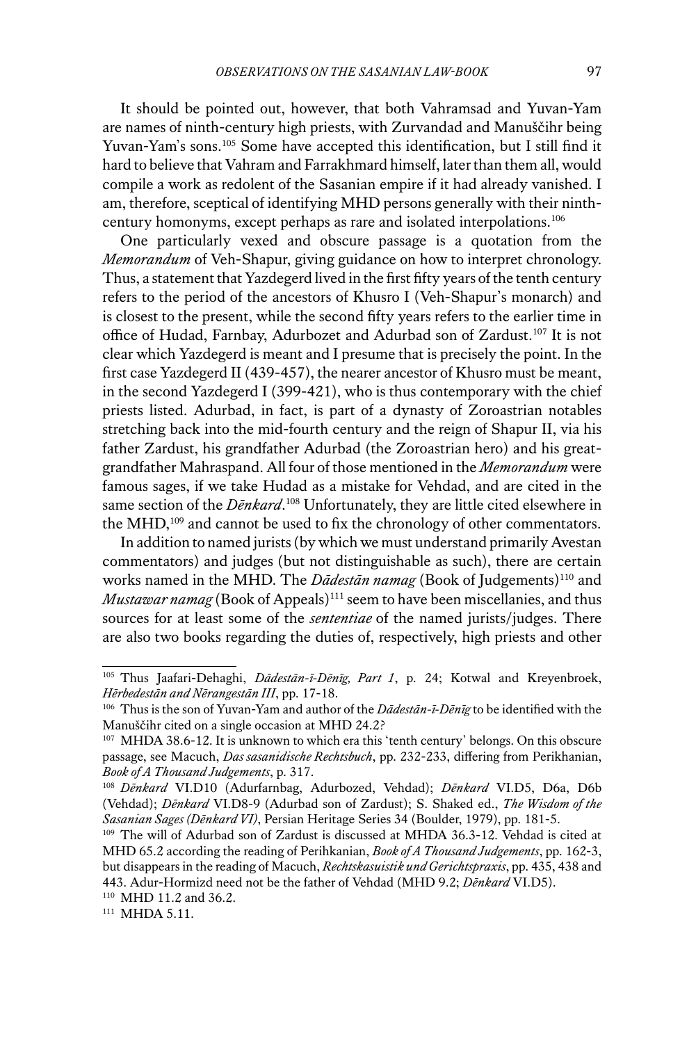It should be pointed out, however, that both Vahramsad and Yuvan-Yam are names of ninth-century high priests, with Zurvandad and Manuščihr being Yuvan-Yam's sons.[105] Some have accepted this identification, but I still find it hard to believe that Vahram and Farrakhmard himself, later than them all, would compile a work as redolent of the Sasanian empire if it had already vanished. I am, therefore, sceptical of identifying MHD persons generally with their ninth-century homonyms, except perhaps as rare and isolated interpolations.[106]

One particularly vexed and obscure passage is a quotation from the *Memorandum* of Veh-Shapur, giving guidance on how to interpret chronology. Thus, a statement that Yazdegerd lived in the first fifty years of the tenth century refers to the period of the ancestors of Khusro I (Veh-Shapur's monarch) and is closest to the present, while the second fifty years refers to the earlier time in office of Hudad, Farnbay, Adurbozet and Adurbad son of Zardust.[107] It is not clear which Yazdegerd is meant and I presume that is precisely the point. In the first case Yazdegerd II (439-457), the nearer ancestor of Khusro must be meant, in the second Yazdegerd I (399-421), who is thus contemporary with the chief priests listed. Adurbad, in fact, is part of a dynasty of Zoroastrian notables stretching back into the mid-fourth century and the reign of Shapur II, via his father Zardust, his grandfather Adurbad (the Zoroastrian hero) and his great-grandfather Mahraspand. All four of those mentioned in the *Memorandum* were famous sages, if we take Hudad as a mistake for Vehdad, and are cited in the same section of the *Dēnkard*.[108] Unfortunately, they are little cited elsewhere in the MHD,[109] and cannot be used to fix the chronology of other commentators.

In addition to named jurists (by which we must understand primarily Avestan commentators) and judges (but not distinguishable as such), there are certain works named in the MHD. The *Dādestān namag* (Book of Judgements)[110] and *Mustawar namag* (Book of Appeals)[111] seem to have been miscellanies, and thus sources for at least some of the *sententiae* of the named jurists/judges. There are also two books regarding the duties of, respectively, high priests and other

---

[105] Thus Jaafari-Dehaghi, *Dādestān-ī-Dēnīg, Part 1*, p. 24; Kotwal and Kreyenbroek, *Hērbedestān and Nērangestān III*, pp. 17-18.

[106] Thus is the son of Yuvan-Yam and author of the *Dādestān-ī-Dēnīg* to be identified with the Manuščihr cited on a single occasion at MHD 24.2?

[107] MHDA 38.6-12. It is unknown to which era this 'tenth century' belongs. On this obscure passage, see Macuch, *Das sasanidische Rechtsbuch*, pp. 232-233, differing from Perikhanian, *Book of A Thousand Judgements*, p. 317.

[108] *Dēnkard* VI.D10 (Adurfarnbag, Adurbozed, Vehdad); *Dēnkard* VI.D5, D6a, D6b (Vehdad); *Dēnkard* VI.D8-9 (Adurbad son of Zardust); S. Shaked ed., *The Wisdom of the Sasanian Sages (Dēnkard VI)*, Persian Heritage Series 34 (Boulder, 1979), pp. 181-5.

[109] The will of Adurbad son of Zardust is discussed at MHDA 36.3-12. Vehdad is cited at MHD 65.2 according the reading of Perihkanian, *Book of A Thousand Judgements*, pp. 162-3, but disappears in the reading of Macuch, *Rechtskasuistik und Gerichtspraxis*, pp. 435, 438 and 443. Adur-Hormizd need not be the father of Vehdad (MHD 9.2; *Dēnkard* VI.D5).

[110] MHD 11.2 and 36.2.

[111] MHDA 5.11.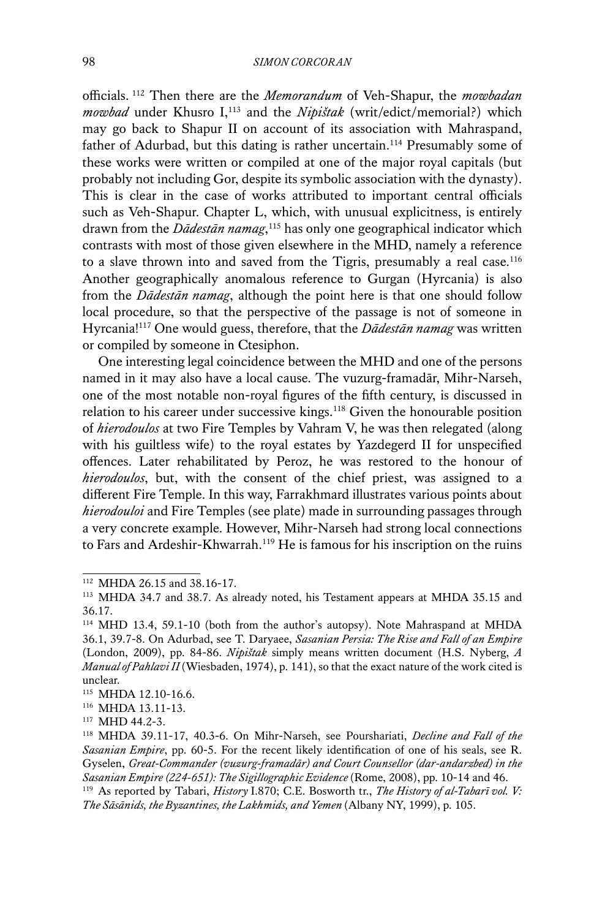officials. [112] Then there are the *Memorandum* of Veh-Shapur, the *mowbadan mowbad* under Khusro I,[113] and the *Nipištak* (writ/edict/memorial?) which may go back to Shapur II on account of its association with Mahraspand, father of Adurbad, but this dating is rather uncertain.[114] Presumably some of these works were written or compiled at one of the major royal capitals (but probably not including Gor, despite its symbolic association with the dynasty). This is clear in the case of works attributed to important central officials such as Veh-Shapur. Chapter L, which, with unusual explicitness, is entirely drawn from the *Dādestān namag*,[115] has only one geographical indicator which contrasts with most of those given elsewhere in the MHD, namely a reference to a slave thrown into and saved from the Tigris, presumably a real case.[116] Another geographically anomalous reference to Gurgan (Hyrcania) is also from the *Dādestān namag*, although the point here is that one should follow local procedure, so that the perspective of the passage is not of someone in Hyrcania![117] One would guess, therefore, that the *Dādestān namag* was written or compiled by someone in Ctesiphon.

One interesting legal coincidence between the MHD and one of the persons named in it may also have a local cause. The vuzurg-framadār, Mihr-Narseh, one of the most notable non-royal figures of the fifth century, is discussed in relation to his career under successive kings.[118] Given the honourable position of *hierodoulos* at two Fire Temples by Vahram V, he was then relegated (along with his guiltless wife) to the royal estates by Yazdegerd II for unspecified offences. Later rehabilitated by Peroz, he was restored to the honour of *hierodoulos*, but, with the consent of the chief priest, was assigned to a different Fire Temple. In this way, Farrakhmard illustrates various points about *hierodouloi* and Fire Temples (see plate) made in surrounding passages through a very concrete example. However, Mihr-Narseh had strong local connections to Fars and Ardeshir-Khwarrah.[119] He is famous for his inscription on the ruins

---

[112] MHDA 26.15 and 38.16-17.

[113] MHDA 34.7 and 38.7. As already noted, his Testament appears at MHDA 35.15 and 36.17.

[114] MHD 13.4, 59.1-10 (both from the author's autopsy). Note Mahraspand at MHDA 36.1, 39.7-8. On Adurbad, see T. Daryaee, *Sasanian Persia: The Rise and Fall of an Empire* (London, 2009), pp. 84-86. *Nipištak* simply means written document (H.S. Nyberg, *A Manual of Pahlavi II* (Wiesbaden, 1974), p. 141), so that the exact nature of the work cited is unclear.

[115] MHDA 12.10-16.6.

[116] MHDA 13.11-13.

[117] MHD 44.2-3.

[118] MHDA 39.11-17, 40.3-6. On Mihr-Narseh, see Pourshariati, *Decline and Fall of the Sasanian Empire*, pp. 60-5. For the recent likely identification of one of his seals, see R. Gyselen, *Great-Commander (vuzurg-framadār) and Court Counsellor (dar-andarzbed) in the Sasanian Empire (224-651): The Sigillographic Evidence* (Rome, 2008), pp. 10-14 and 46.

[119] As reported by Tabari, *History* I.870; C.E. Bosworth tr., *The History of al-Tabarī vol. V: The Sāsānids, the Byzantines, the Lakhmids, and Yemen* (Albany NY, 1999), p. 105.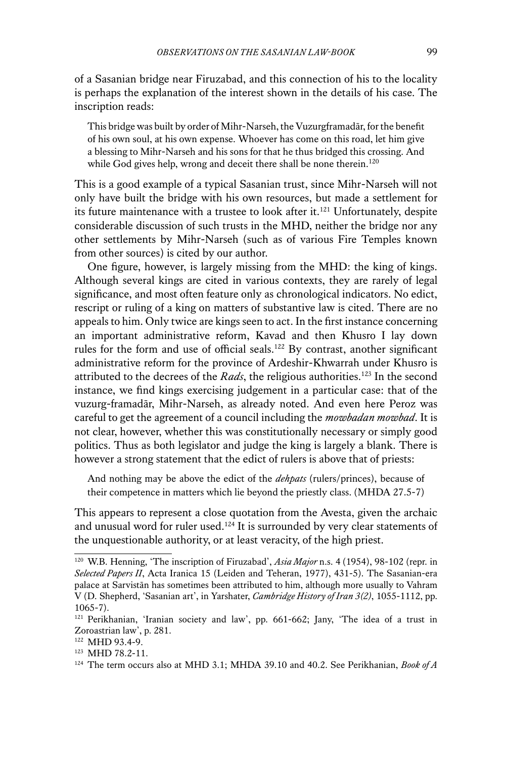of a Sasanian bridge near Firuzabad, and this connection of his to the locality is perhaps the explanation of the interest shown in the details of his case. The inscription reads:

> This bridge was built by order of Mihr-Narseh, the Vuzurgframadār, for the benefit of his own soul, at his own expense. Whoever has come on this road, let him give a blessing to Mihr-Narseh and his sons for that he thus bridged this crossing. And while God gives help, wrong and deceit there shall be none therein.[120]

This is a good example of a typical Sasanian trust, since Mihr-Narseh will not only have built the bridge with his own resources, but made a settlement for its future maintenance with a trustee to look after it.[121] Unfortunately, despite considerable discussion of such trusts in the MHD, neither the bridge nor any other settlements by Mihr-Narseh (such as of various Fire Temples known from other sources) is cited by our author.

One figure, however, is largely missing from the MHD: the king of kings. Although several kings are cited in various contexts, they are rarely of legal significance, and most often feature only as chronological indicators. No edict, rescript or ruling of a king on matters of substantive law is cited. There are no appeals to him. Only twice are kings seen to act. In the first instance concerning an important administrative reform, Kavad and then Khusro I lay down rules for the form and use of official seals.[122] By contrast, another significant administrative reform for the province of Ardeshir-Khwarrah under Khusro is attributed to the decrees of the *Rads*, the religious authorities.[123] In the second instance, we find kings exercising judgement in a particular case: that of the vuzurg-framadār, Mihr-Narseh, as already noted. And even here Peroz was careful to get the agreement of a council including the *mowbadan mowbad*. It is not clear, however, whether this was constitutionally necessary or simply good politics. Thus as both legislator and judge the king is largely a blank. There is however a strong statement that the edict of rulers is above that of priests:

> And nothing may be above the edict of the *dehpats* (rulers/princes), because of their competence in matters which lie beyond the priestly class. (MHDA 27.5-7)

This appears to represent a close quotation from the Avesta, given the archaic and unusual word for ruler used.[124] It is surrounded by very clear statements of the unquestionable authority, or at least veracity, of the high priest.

---

[120] W.B. Henning, 'The inscription of Firuzabad', *Asia Major* n.s. 4 (1954), 98-102 (repr. in *Selected Papers II*, Acta Iranica 15 (Leiden and Teheran, 1977), 431-5). The Sasanian-era palace at Sarvistān has sometimes been attributed to him, although more usually to Vahram V (D. Shepherd, 'Sasanian art', in Yarshater, *Cambridge History of Iran 3(2)*, 1055-1112, pp. 1065-7).

[121] Perikhanian, 'Iranian society and law', pp. 661-662; Jany, 'The idea of a trust in Zoroastrian law', p. 281.

[122] MHD 93.4-9.

[123] MHD 78.2-11.

[124] The term occurs also at MHD 3.1; MHDA 39.10 and 40.2. See Perikhanian, *Book of A*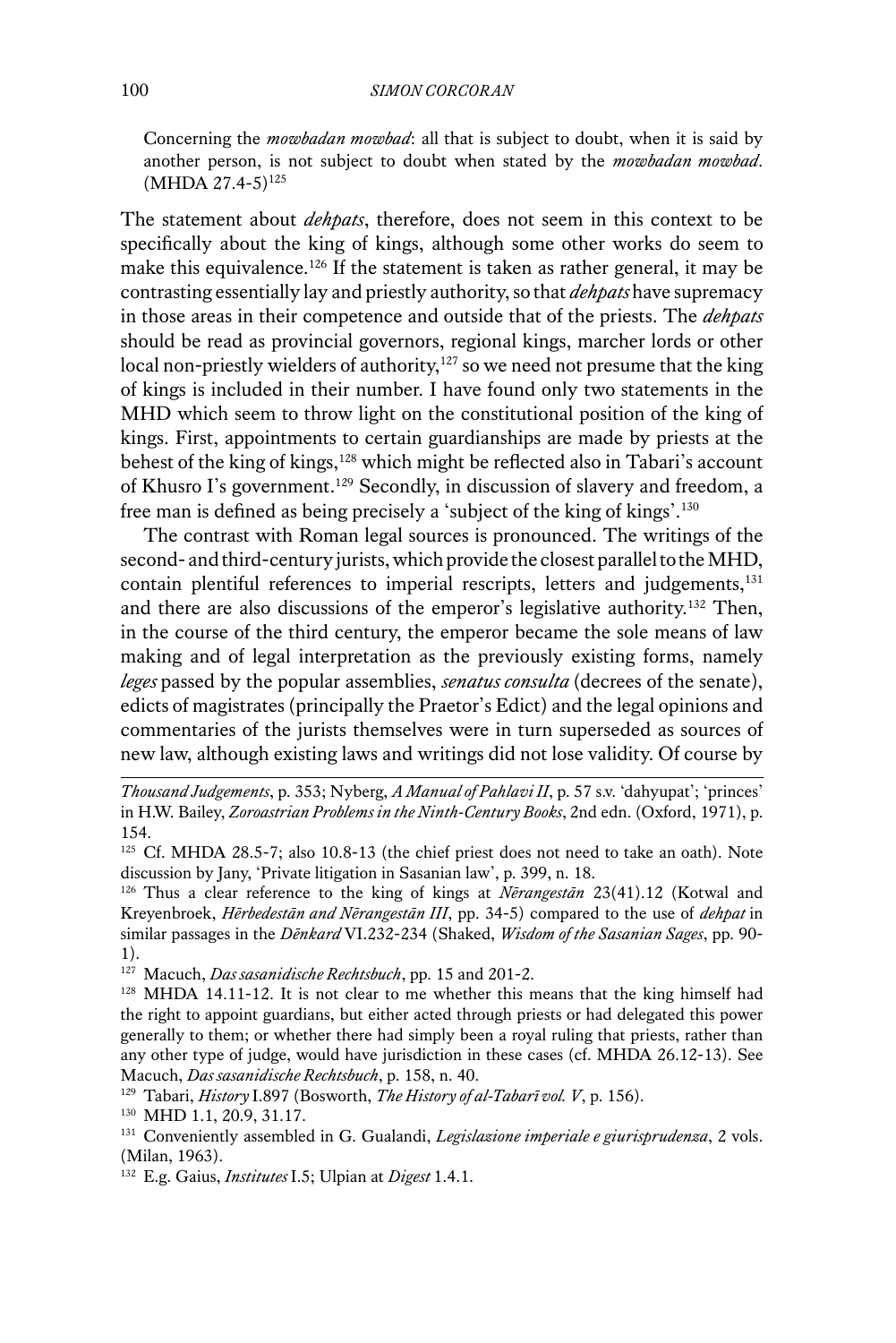Concerning the *mowbadan mowbad*: all that is subject to doubt, when it is said by another person, is not subject to doubt when stated by the *mowbadan mowbad*. (MHDA 27.4-5)[125]

The statement about *dehpats*, therefore, does not seem in this context to be specifically about the king of kings, although some other works do seem to make this equivalence.[126] If the statement is taken as rather general, it may be contrasting essentially lay and priestly authority, so that *dehpats* have supremacy in those areas in their competence and outside that of the priests. The *dehpats* should be read as provincial governors, regional kings, marcher lords or other local non-priestly wielders of authority,[127] so we need not presume that the king of kings is included in their number. I have found only two statements in the MHD which seem to throw light on the constitutional position of the king of kings. First, appointments to certain guardianships are made by priests at the behest of the king of kings,[128] which might be reflected also in Tabari's account of Khusro I's government.[129] Secondly, in discussion of slavery and freedom, a free man is defined as being precisely a 'subject of the king of kings'.[130]

The contrast with Roman legal sources is pronounced. The writings of the second- and third-century jurists, which provide the closest parallel to the MHD, contain plentiful references to imperial rescripts, letters and judgements,[131] and there are also discussions of the emperor's legislative authority.[132] Then, in the course of the third century, the emperor became the sole means of law making and of legal interpretation as the previously existing forms, namely *leges* passed by the popular assemblies, *senatus consulta* (decrees of the senate), edicts of magistrates (principally the Praetor's Edict) and the legal opinions and commentaries of the jurists themselves were in turn superseded as sources of new law, although existing laws and writings did not lose validity. Of course by

---

*Thousand Judgements*, p. 353; Nyberg, *A Manual of Pahlavi II*, p. 57 s.v. 'dahyupat'; 'princes' in H.W. Bailey, *Zoroastrian Problems in the Ninth-Century Books*, 2nd edn. (Oxford, 1971), p. 154.

[125] Cf. MHDA 28.5-7; also 10.8-13 (the chief priest does not need to take an oath). Note discussion by Jany, 'Private litigation in Sasanian law', p. 399, n. 18.

[126] Thus a clear reference to the king of kings at *Nērangestān* 23(41).12 (Kotwal and Kreyenbroek, *Hērbedestān and Nērangestān III*, pp. 34-5) compared to the use of *dehpat* in similar passages in the *Dēnkard* VI.232-234 (Shaked, *Wisdom of the Sasanian Sages*, pp. 90-1).

[127] Macuch, *Das sasanidische Rechtsbuch*, pp. 15 and 201-2.

[128] MHDA 14.11-12. It is not clear to me whether this means that the king himself had the right to appoint guardians, but either acted through priests or had delegated this power generally to them; or whether there had simply been a royal ruling that priests, rather than any other type of judge, would have jurisdiction in these cases (cf. MHDA 26.12-13). See Macuch, *Das sasanidische Rechtsbuch*, p. 158, n. 40.

[129] Tabari, *History* I.897 (Bosworth, *The History of al-Tabarī vol. V*, p. 156).

[130] MHD 1.1, 20.9, 31.17.

[131] Conveniently assembled in G. Gualandi, *Legislazione imperiale e giurisprudenza*, 2 vols. (Milan, 1963).

[132] E.g. Gaius, *Institutes* I.5; Ulpian at *Digest* 1.4.1.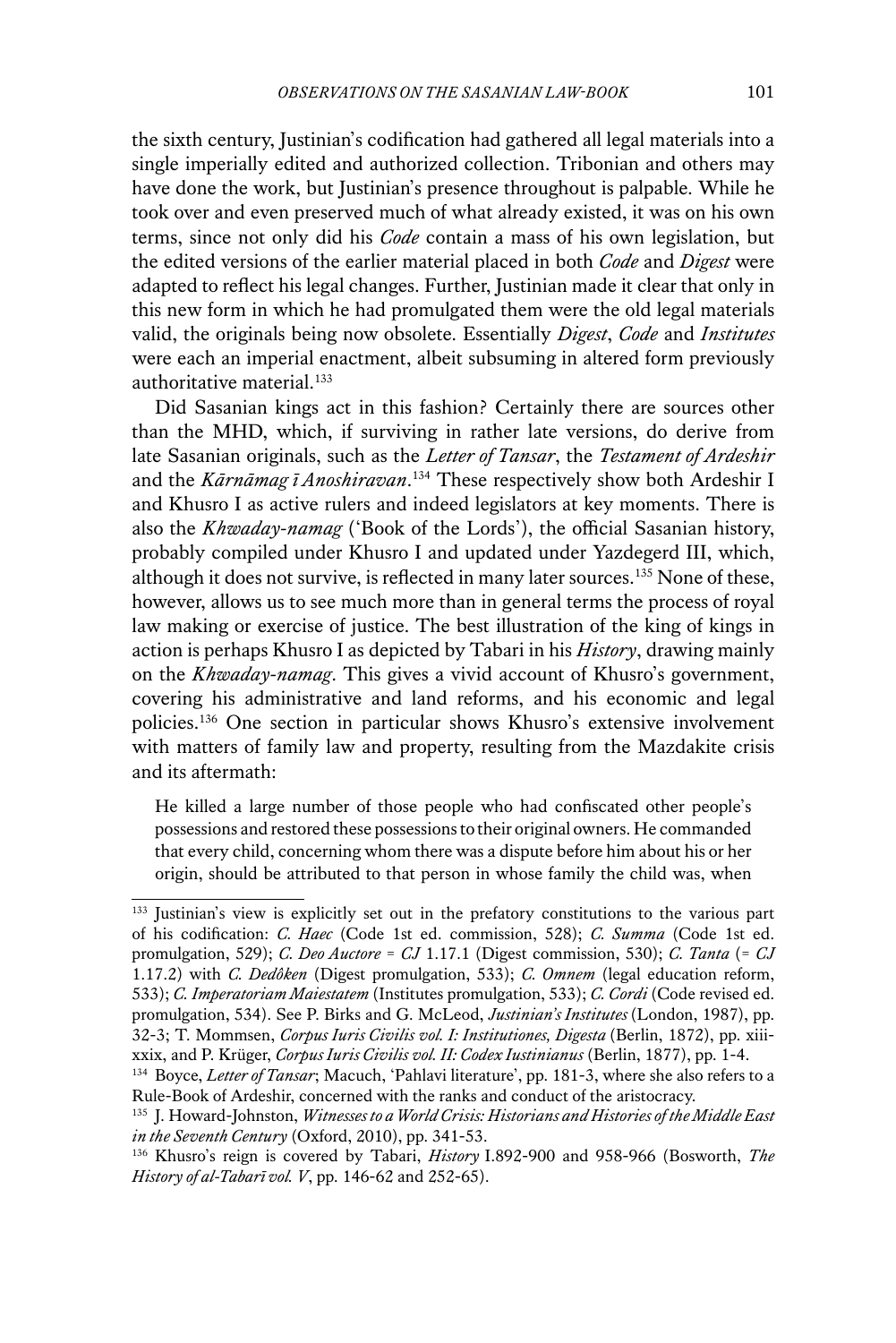the sixth century, Justinian's codification had gathered all legal materials into a single imperially edited and authorized collection. Tribonian and others may have done the work, but Justinian's presence throughout is palpable. While he took over and even preserved much of what already existed, it was on his own terms, since not only did his *Code* contain a mass of his own legislation, but the edited versions of the earlier material placed in both *Code* and *Digest* were adapted to reflect his legal changes. Further, Justinian made it clear that only in this new form in which he had promulgated them were the old legal materials valid, the originals being now obsolete. Essentially *Digest*, *Code* and *Institutes* were each an imperial enactment, albeit subsuming in altered form previously authoritative material.[133]

Did Sasanian kings act in this fashion? Certainly there are sources other than the MHD, which, if surviving in rather late versions, do derive from late Sasanian originals, such as the *Letter of Tansar*, the *Testament of Ardeshir* and the *Kārnāmag ī Anoshiravan*.[134] These respectively show both Ardeshir I and Khusro I as active rulers and indeed legislators at key moments. There is also the *Khwaday-namag* ('Book of the Lords'), the official Sasanian history, probably compiled under Khusro I and updated under Yazdegerd III, which, although it does not survive, is reflected in many later sources.[135] None of these, however, allows us to see much more than in general terms the process of royal law making or exercise of justice. The best illustration of the king of kings in action is perhaps Khusro I as depicted by Tabari in his *History*, drawing mainly on the *Khwaday-namag*. This gives a vivid account of Khusro's government, covering his administrative and land reforms, and his economic and legal policies.[136] One section in particular shows Khusro's extensive involvement with matters of family law and property, resulting from the Mazdakite crisis and its aftermath:

> He killed a large number of those people who had confiscated other people's possessions and restored these possessions to their original owners. He commanded that every child, concerning whom there was a dispute before him about his or her origin, should be attributed to that person in whose family the child was, when

---

[133] Justinian's view is explicitly set out in the prefatory constitutions to the various part of his codification: *C. Haec* (Code 1st ed. commission, 528); *C. Summa* (Code 1st ed. promulgation, 529); *C. Deo Auctore* = *CJ* 1.17.1 (Digest commission, 530); *C. Tanta* (= *CJ* 1.17.2) with *C. Dedôken* (Digest promulgation, 533); *C. Omnem* (legal education reform, 533); *C. Imperatoriam Maiestatem* (Institutes promulgation, 533); *C. Cordi* (Code revised ed. promulgation, 534). See P. Birks and G. McLeod, *Justinian's Institutes* (London, 1987), pp. 32-3; T. Mommsen, *Corpus Iuris Civilis vol. I: Institutiones, Digesta* (Berlin, 1872), pp. xiii-xxix, and P. Krüger, *Corpus Iuris Civilis vol. II: Codex Iustinianus* (Berlin, 1877), pp. 1-4.

[134] Boyce, *Letter of Tansar*; Macuch, 'Pahlavi literature', pp. 181-3, where she also refers to a Rule-Book of Ardeshir, concerned with the ranks and conduct of the aristocracy.

[135] J. Howard-Johnston, *Witnesses to a World Crisis: Historians and Histories of the Middle East in the Seventh Century* (Oxford, 2010), pp. 341-53.

[136] Khusro's reign is covered by Tabari, *History* I.892-900 and 958-966 (Bosworth, *The History of al-Tabarī vol. V*, pp. 146-62 and 252-65).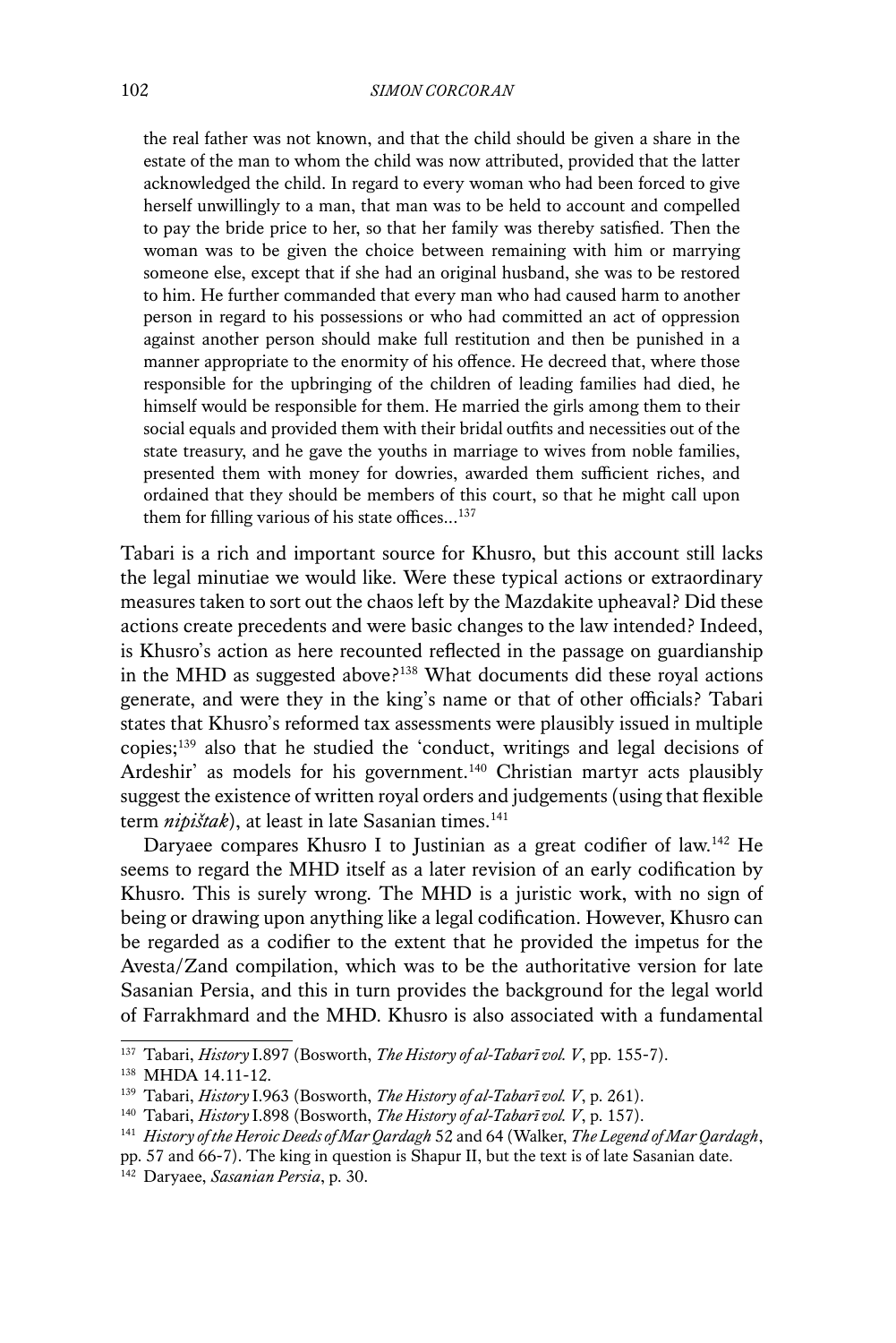> the real father was not known, and that the child should be given a share in the estate of the man to whom the child was now attributed, provided that the latter acknowledged the child. In regard to every woman who had been forced to give herself unwillingly to a man, that man was to be held to account and compelled to pay the bride price to her, so that her family was thereby satisfied. Then the woman was to be given the choice between remaining with him or marrying someone else, except that if she had an original husband, she was to be restored to him. He further commanded that every man who had caused harm to another person in regard to his possessions or who had committed an act of oppression against another person should make full restitution and then be punished in a manner appropriate to the enormity of his offence. He decreed that, where those responsible for the upbringing of the children of leading families had died, he himself would be responsible for them. He married the girls among them to their social equals and provided them with their bridal outfits and necessities out of the state treasury, and he gave the youths in marriage to wives from noble families, presented them with money for dowries, awarded them sufficient riches, and ordained that they should be members of this court, so that he might call upon them for filling various of his state offices...[137]

Tabari is a rich and important source for Khusro, but this account still lacks the legal minutiae we would like. Were these typical actions or extraordinary measures taken to sort out the chaos left by the Mazdakite upheaval? Did these actions create precedents and were basic changes to the law intended? Indeed, is Khusro's action as here recounted reflected in the passage on guardianship in the MHD as suggested above?[138] What documents did these royal actions generate, and were they in the king's name or that of other officials? Tabari states that Khusro's reformed tax assessments were plausibly issued in multiple copies;[139] also that he studied the 'conduct, writings and legal decisions of Ardeshir' as models for his government.[140] Christian martyr acts plausibly suggest the existence of written royal orders and judgements (using that flexible term *nipištak*), at least in late Sasanian times.[141]

Daryaee compares Khusro I to Justinian as a great codifier of law.[142] He seems to regard the MHD itself as a later revision of an early codification by Khusro. This is surely wrong. The MHD is a juristic work, with no sign of being or drawing upon anything like a legal codification. However, Khusro can be regarded as a codifier to the extent that he provided the impetus for the Avesta/Zand compilation, which was to be the authoritative version for late Sasanian Persia, and this in turn provides the background for the legal world of Farrakhmard and the MHD. Khusro is also associated with a fundamental

---

[137] Tabari, *History* I.897 (Bosworth, *The History of al-Tabarī vol. V*, pp. 155-7).

[138] MHDA 14.11-12.

[139] Tabari, *History* I.963 (Bosworth, *The History of al-Tabarī vol. V*, p. 261).

[140] Tabari, *History* I.898 (Bosworth, *The History of al-Tabarī vol. V*, p. 157).

[141] *History of the Heroic Deeds of Mar Qardagh* 52 and 64 (Walker, *The Legend of Mar Qardagh*, pp. 57 and 66-7). The king in question is Shapur II, but the text is of late Sasanian date.

[142] Daryaee, *Sasanian Persia*, p. 30.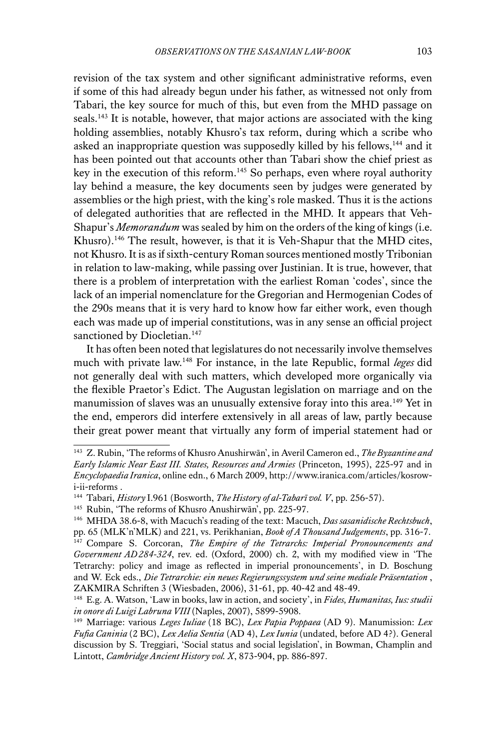revision of the tax system and other significant administrative reforms, even if some of this had already begun under his father, as witnessed not only from Tabari, the key source for much of this, but even from the MHD passage on seals.[143] It is notable, however, that major actions are associated with the king holding assemblies, notably Khusro's tax reform, during which a scribe who asked an inappropriate question was supposedly killed by his fellows,[144] and it has been pointed out that accounts other than Tabari show the chief priest as key in the execution of this reform.[145] So perhaps, even where royal authority lay behind a measure, the key documents seen by judges were generated by assemblies or the high priest, with the king's role masked. Thus it is the actions of delegated authorities that are reflected in the MHD. It appears that Veh-Shapur's *Memorandum* was sealed by him on the orders of the king of kings (i.e. Khusro).[146] The result, however, is that it is Veh-Shapur that the MHD cites, not Khusro. It is as if sixth-century Roman sources mentioned mostly Tribonian in relation to law-making, while passing over Justinian. It is true, however, that there is a problem of interpretation with the earliest Roman 'codes', since the lack of an imperial nomenclature for the Gregorian and Hermogenian Codes of the 290s means that it is very hard to know how far either work, even though each was made up of imperial constitutions, was in any sense an official project sanctioned by Diocletian.[147]

It has often been noted that legislatures do not necessarily involve themselves much with private law.[148] For instance, in the late Republic, formal *leges* did not generally deal with such matters, which developed more organically via the flexible Praetor's Edict. The Augustan legislation on marriage and on the manumission of slaves was an unusually extensive foray into this area.[149] Yet in the end, emperors did interfere extensively in all areas of law, partly because their great power meant that virtually any form of imperial statement had or

---

[143] Z. Rubin, 'The reforms of Khusro Anushirwān', in Averil Cameron ed., *The Byzantine and Early Islamic Near East III. States, Resources and Armies* (Princeton, 1995), 225-97 and in *Encyclopaedia Iranica*, online edn., 6 March 2009, http://www.iranica.com/articles/kosrow-i-ii-reforms .

[144] Tabari, *History* I.961 (Bosworth, *The History of al-Tabarī vol. V*, pp. 256-57).

[145] Rubin, 'The reforms of Khusro Anushirwān', pp. 225-97.

[146] MHDA 38.6-8, with Macuch's reading of the text: Macuch, *Das sasanidische Rechtsbuch*, pp. 65 (MLK'n'MLK) and 221, vs. Perikhanian, *Book of A Thousand Judgements*, pp. 316-7.

[147] Compare S. Corcoran, *The Empire of the Tetrarchs: Imperial Pronouncements and Government AD 284-324*, rev. ed. (Oxford, 2000) ch. 2, with my modified view in 'The Tetrarchy: policy and image as reflected in imperial pronouncements', in D. Boschung and W. Eck eds., *Die Tetrarchie: ein neues Regierungssystem und seine mediale Präsentation* , ZAKMIRA Schriften 3 (Wiesbaden, 2006), 31-61, pp. 40-42 and 48-49.

[148] E.g. A. Watson, 'Law in books, law in action, and society', in *Fides, Humanitas, Ius: studii in onore di Luigi Labruna VIII* (Naples, 2007), 5899-5908.

[149] Marriage: various *Leges Iuliae* (18 BC), *Lex Papia Poppaea* (AD 9). Manumission: *Lex Fufia Caninia* (2 BC), *Lex Aelia Sentia* (AD 4), *Lex Iunia* (undated, before AD 4?). General discussion by S. Treggiari, 'Social status and social legislation', in Bowman, Champlin and Lintott, *Cambridge Ancient History vol. X*, 873-904, pp. 886-897.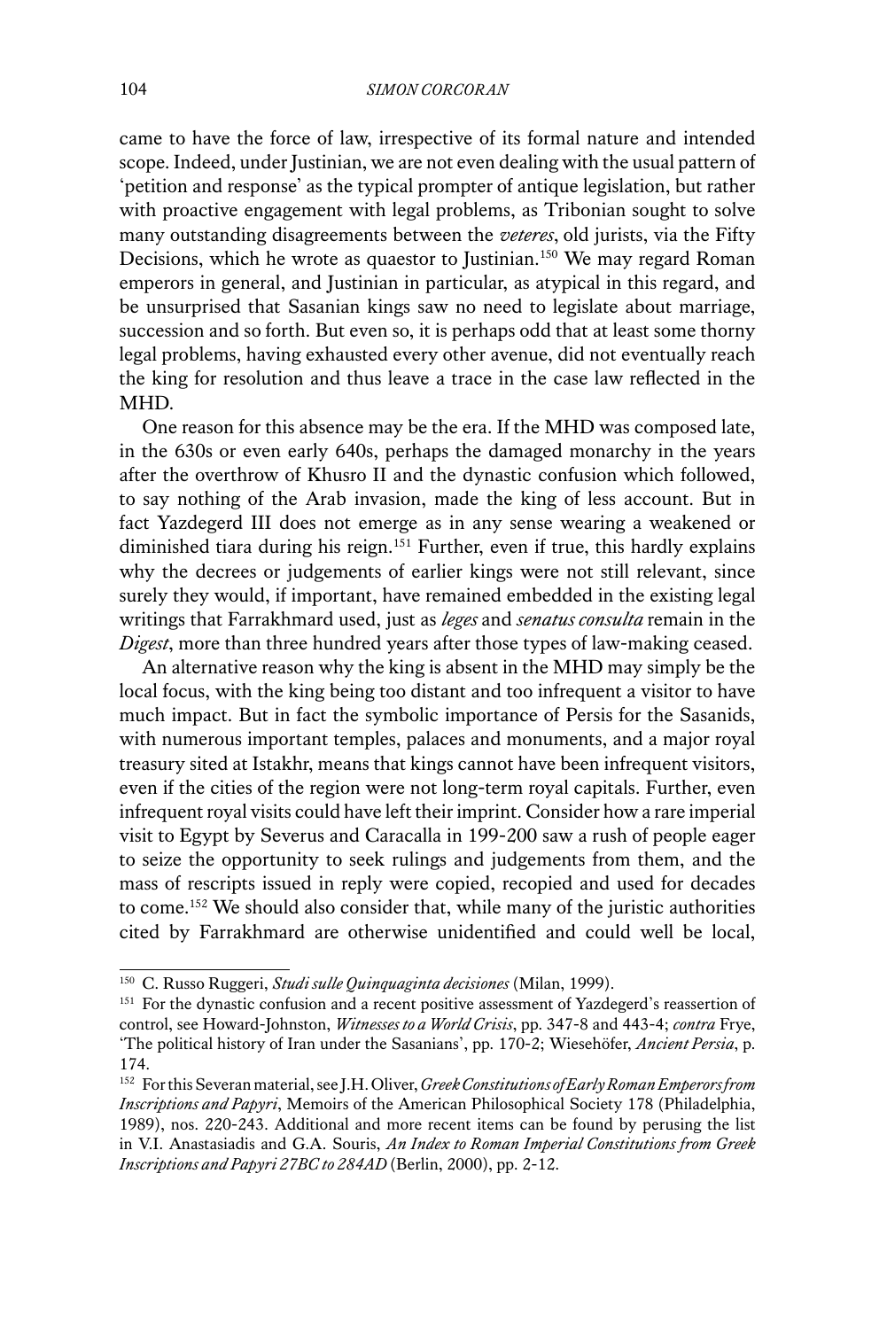came to have the force of law, irrespective of its formal nature and intended scope. Indeed, under Justinian, we are not even dealing with the usual pattern of 'petition and response' as the typical prompter of antique legislation, but rather with proactive engagement with legal problems, as Tribonian sought to solve many outstanding disagreements between the *veteres*, old jurists, via the Fifty Decisions, which he wrote as quaestor to Justinian.[150] We may regard Roman emperors in general, and Justinian in particular, as atypical in this regard, and be unsurprised that Sasanian kings saw no need to legislate about marriage, succession and so forth. But even so, it is perhaps odd that at least some thorny legal problems, having exhausted every other avenue, did not eventually reach the king for resolution and thus leave a trace in the case law reflected in the MHD.

One reason for this absence may be the era. If the MHD was composed late, in the 630s or even early 640s, perhaps the damaged monarchy in the years after the overthrow of Khusro II and the dynastic confusion which followed, to say nothing of the Arab invasion, made the king of less account. But in fact Yazdegerd III does not emerge as in any sense wearing a weakened or diminished tiara during his reign.[151] Further, even if true, this hardly explains why the decrees or judgements of earlier kings were not still relevant, since surely they would, if important, have remained embedded in the existing legal writings that Farrakhmard used, just as *leges* and *senatus consulta* remain in the *Digest*, more than three hundred years after those types of law-making ceased.

An alternative reason why the king is absent in the MHD may simply be the local focus, with the king being too distant and too infrequent a visitor to have much impact. But in fact the symbolic importance of Persis for the Sasanids, with numerous important temples, palaces and monuments, and a major royal treasury sited at Istakhr, means that kings cannot have been infrequent visitors, even if the cities of the region were not long-term royal capitals. Further, even infrequent royal visits could have left their imprint. Consider how a rare imperial visit to Egypt by Severus and Caracalla in 199-200 saw a rush of people eager to seize the opportunity to seek rulings and judgements from them, and the mass of rescripts issued in reply were copied, recopied and used for decades to come.[152] We should also consider that, while many of the juristic authorities cited by Farrakhmard are otherwise unidentified and could well be local,

---

[150] C. Russo Ruggeri, *Studi sulle Quinquaginta decisiones* (Milan, 1999).

[151] For the dynastic confusion and a recent positive assessment of Yazdegerd's reassertion of control, see Howard-Johnston, *Witnesses to a World Crisis*, pp. 347-8 and 443-4; *contra* Frye, 'The political history of Iran under the Sasanians', pp. 170-2; Wiesehöfer, *Ancient Persia*, p. 174.

[152] For this Severan material, see J.H. Oliver, *Greek Constitutions of Early Roman Emperors from Inscriptions and Papyri*, Memoirs of the American Philosophical Society 178 (Philadelphia, 1989), nos. 220-243. Additional and more recent items can be found by perusing the list in V.I. Anastasiadis and G.A. Souris, *An Index to Roman Imperial Constitutions from Greek Inscriptions and Papyri 27BC to 284AD* (Berlin, 2000), pp. 2-12.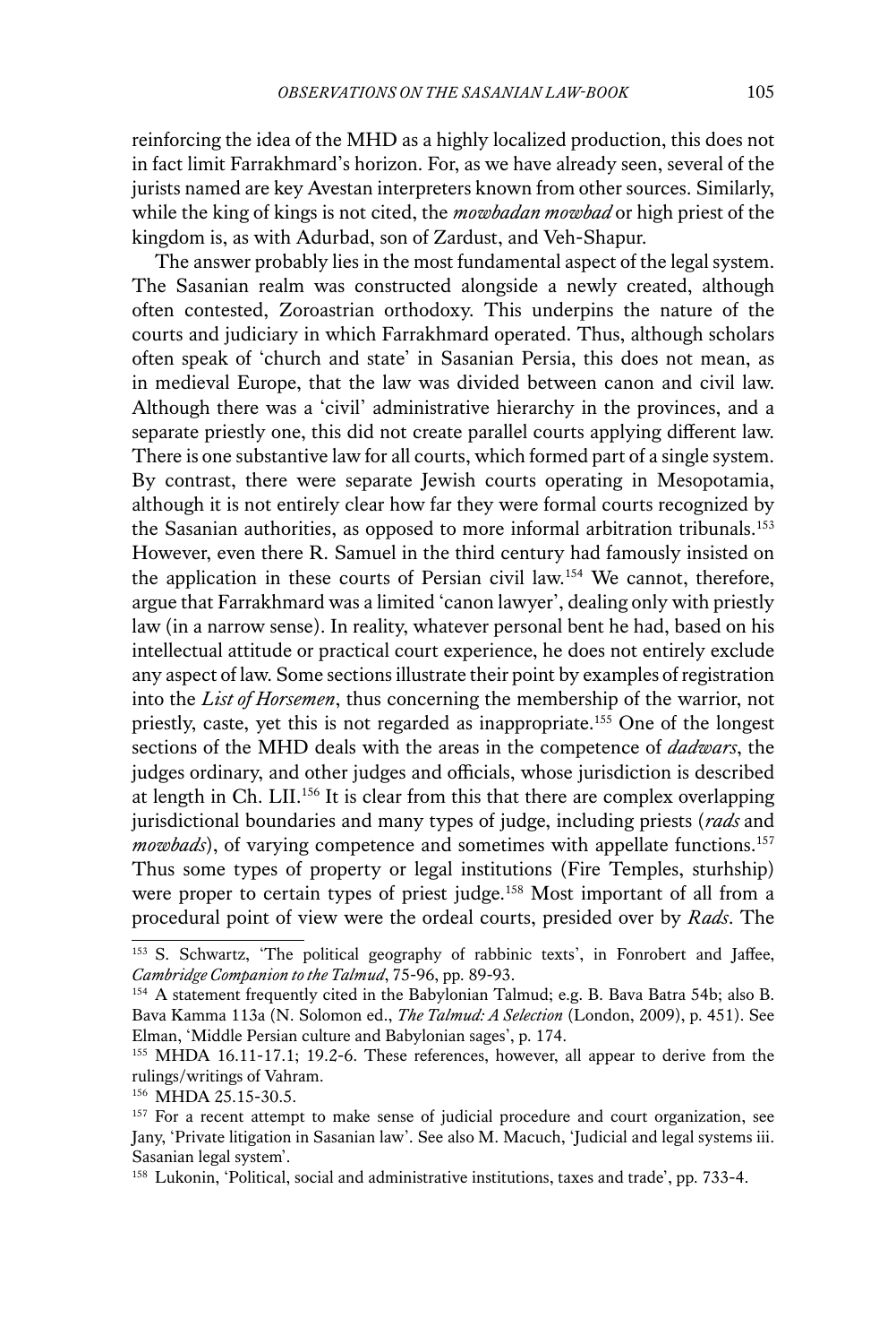reinforcing the idea of the MHD as a highly localized production, this does not in fact limit Farrakhmard's horizon. For, as we have already seen, several of the jurists named are key Avestan interpreters known from other sources. Similarly, while the king of kings is not cited, the *mowbadan mowbad* or high priest of the kingdom is, as with Adurbad, son of Zardust, and Veh-Shapur.

The answer probably lies in the most fundamental aspect of the legal system. The Sasanian realm was constructed alongside a newly created, although often contested, Zoroastrian orthodoxy. This underpins the nature of the courts and judiciary in which Farrakhmard operated. Thus, although scholars often speak of 'church and state' in Sasanian Persia, this does not mean, as in medieval Europe, that the law was divided between canon and civil law. Although there was a 'civil' administrative hierarchy in the provinces, and a separate priestly one, this did not create parallel courts applying different law. There is one substantive law for all courts, which formed part of a single system. By contrast, there were separate Jewish courts operating in Mesopotamia, although it is not entirely clear how far they were formal courts recognized by the Sasanian authorities, as opposed to more informal arbitration tribunals.[153] However, even there R. Samuel in the third century had famously insisted on the application in these courts of Persian civil law.[154] We cannot, therefore, argue that Farrakhmard was a limited 'canon lawyer', dealing only with priestly law (in a narrow sense). In reality, whatever personal bent he had, based on his intellectual attitude or practical court experience, he does not entirely exclude any aspect of law. Some sections illustrate their point by examples of registration into the *List of Horsemen*, thus concerning the membership of the warrior, not priestly, caste, yet this is not regarded as inappropriate.[155] One of the longest sections of the MHD deals with the areas in the competence of *dadwars*, the judges ordinary, and other judges and officials, whose jurisdiction is described at length in Ch. LII.[156] It is clear from this that there are complex overlapping jurisdictional boundaries and many types of judge, including priests (*rads* and *mowbads*), of varying competence and sometimes with appellate functions.[157] Thus some types of property or legal institutions (Fire Temples, sturhship) were proper to certain types of priest judge.[158] Most important of all from a procedural point of view were the ordeal courts, presided over by *Rads*. The

---

[153] S. Schwartz, 'The political geography of rabbinic texts', in Fonrobert and Jaffee, *Cambridge Companion to the Talmud*, 75-96, pp. 89-93.

[154] A statement frequently cited in the Babylonian Talmud; e.g. B. Bava Batra 54b; also B. Bava Kamma 113a (N. Solomon ed., *The Talmud: A Selection* (London, 2009), p. 451). See Elman, 'Middle Persian culture and Babylonian sages', p. 174.

[155] MHDA 16.11-17.1; 19.2-6. These references, however, all appear to derive from the rulings/writings of Vahram.

[156] MHDA 25.15-30.5.

[157] For a recent attempt to make sense of judicial procedure and court organization, see Jany, 'Private litigation in Sasanian law'. See also M. Macuch, 'Judicial and legal systems iii. Sasanian legal system'.

[158] Lukonin, 'Political, social and administrative institutions, taxes and trade', pp. 733-4.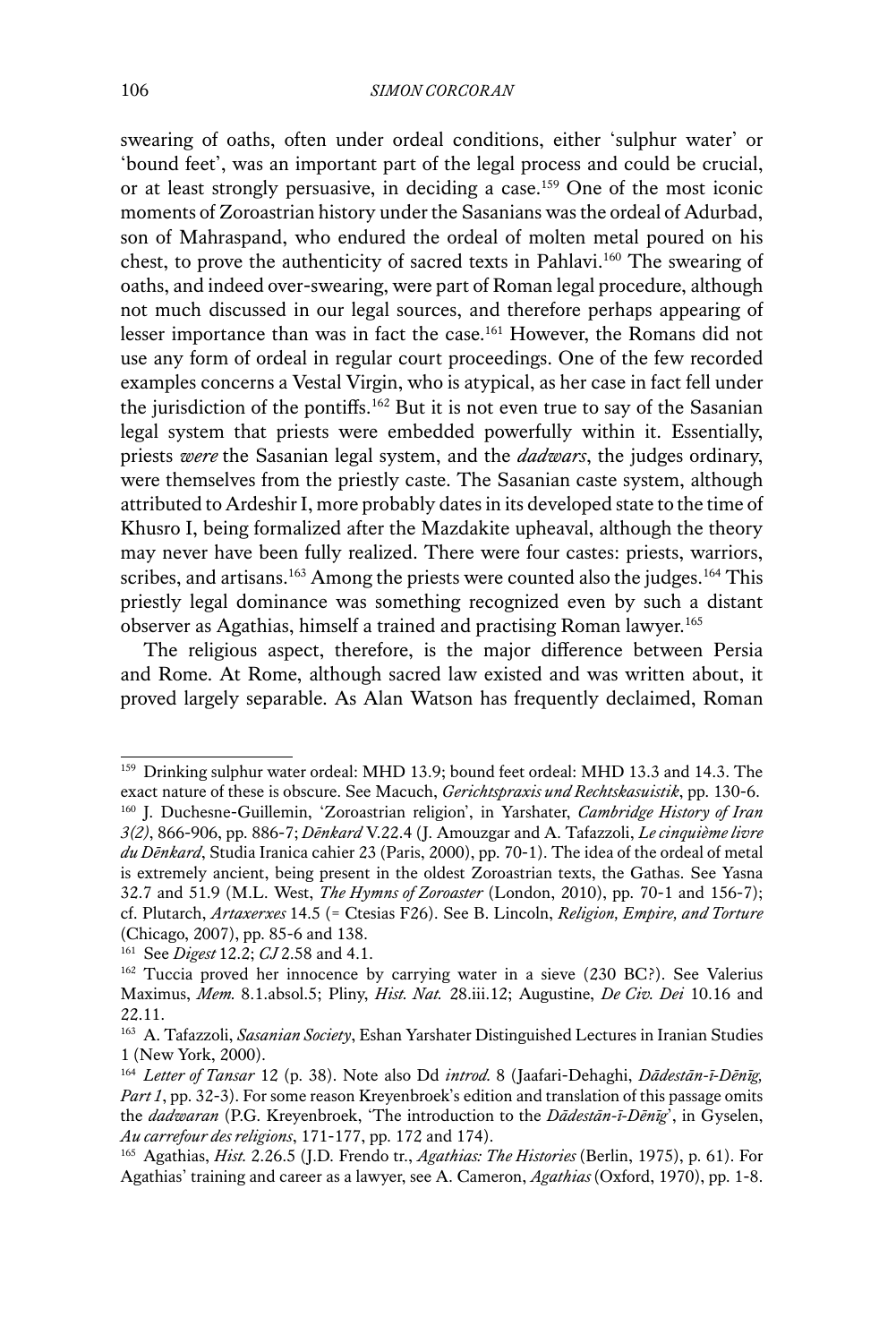swearing of oaths, often under ordeal conditions, either 'sulphur water' or 'bound feet', was an important part of the legal process and could be crucial, or at least strongly persuasive, in deciding a case.[159] One of the most iconic moments of Zoroastrian history under the Sasanians was the ordeal of Adurbad, son of Mahraspand, who endured the ordeal of molten metal poured on his chest, to prove the authenticity of sacred texts in Pahlavi.[160] The swearing of oaths, and indeed over-swearing, were part of Roman legal procedure, although not much discussed in our legal sources, and therefore perhaps appearing of lesser importance than was in fact the case.[161] However, the Romans did not use any form of ordeal in regular court proceedings. One of the few recorded examples concerns a Vestal Virgin, who is atypical, as her case in fact fell under the jurisdiction of the pontiffs.[162] But it is not even true to say of the Sasanian legal system that priests were embedded powerfully within it. Essentially, priests *were* the Sasanian legal system, and the *dadwars*, the judges ordinary, were themselves from the priestly caste. The Sasanian caste system, although attributed to Ardeshir I, more probably dates in its developed state to the time of Khusro I, being formalized after the Mazdakite upheaval, although the theory may never have been fully realized. There were four castes: priests, warriors, scribes, and artisans.[163] Among the priests were counted also the judges.[164] This priestly legal dominance was something recognized even by such a distant observer as Agathias, himself a trained and practising Roman lawyer.[165]

The religious aspect, therefore, is the major difference between Persia and Rome. At Rome, although sacred law existed and was written about, it proved largely separable. As Alan Watson has frequently declaimed, Roman

---

[159] Drinking sulphur water ordeal: MHD 13.9; bound feet ordeal: MHD 13.3 and 14.3. The exact nature of these is obscure. See Macuch, *Gerichtspraxis und Rechtskasuistik*, pp. 130-6.

[160] J. Duchesne-Guillemin, 'Zoroastrian religion', in Yarshater, *Cambridge History of Iran 3(2)*, 866-906, pp. 886-7; *Dēnkard* V.22.4 (J. Amouzgar and A. Tafazzoli, *Le cinquième livre du Dēnkard*, Studia Iranica cahier 23 (Paris, 2000), pp. 70-1). The idea of the ordeal of metal is extremely ancient, being present in the oldest Zoroastrian texts, the Gathas. See Yasna 32.7 and 51.9 (M.L. West, *The Hymns of Zoroaster* (London, 2010), pp. 70-1 and 156-7); cf. Plutarch, *Artaxerxes* 14.5 (= Ctesias F26). See B. Lincoln, *Religion, Empire, and Torture* (Chicago, 2007), pp. 85-6 and 138.

[161] See *Digest* 12.2; *CJ* 2.58 and 4.1.

[162] Tuccia proved her innocence by carrying water in a sieve (230 BC?). See Valerius Maximus, *Mem.* 8.1.absol.5; Pliny, *Hist. Nat.* 28.iii.12; Augustine, *De Civ. Dei* 10.16 and 22.11.

[163] A. Tafazzoli, *Sasanian Society*, Eshan Yarshater Distinguished Lectures in Iranian Studies 1 (New York, 2000).

[164] *Letter of Tansar* 12 (p. 38). Note also Dd *introd.* 8 (Jaafari-Dehaghi, *Dādestān-ī-Dēnīg, Part 1*, pp. 32-3). For some reason Kreyenbroek's edition and translation of this passage omits the *dadwaran* (P.G. Kreyenbroek, 'The introduction to the *Dādestān-ī-Dēnīg*', in Gyselen, *Au carrefour des religions*, 171-177, pp. 172 and 174).

[165] Agathias, *Hist.* 2.26.5 (J.D. Frendo tr., *Agathias: The Histories* (Berlin, 1975), p. 61). For Agathias' training and career as a lawyer, see A. Cameron, *Agathias* (Oxford, 1970), pp. 1-8.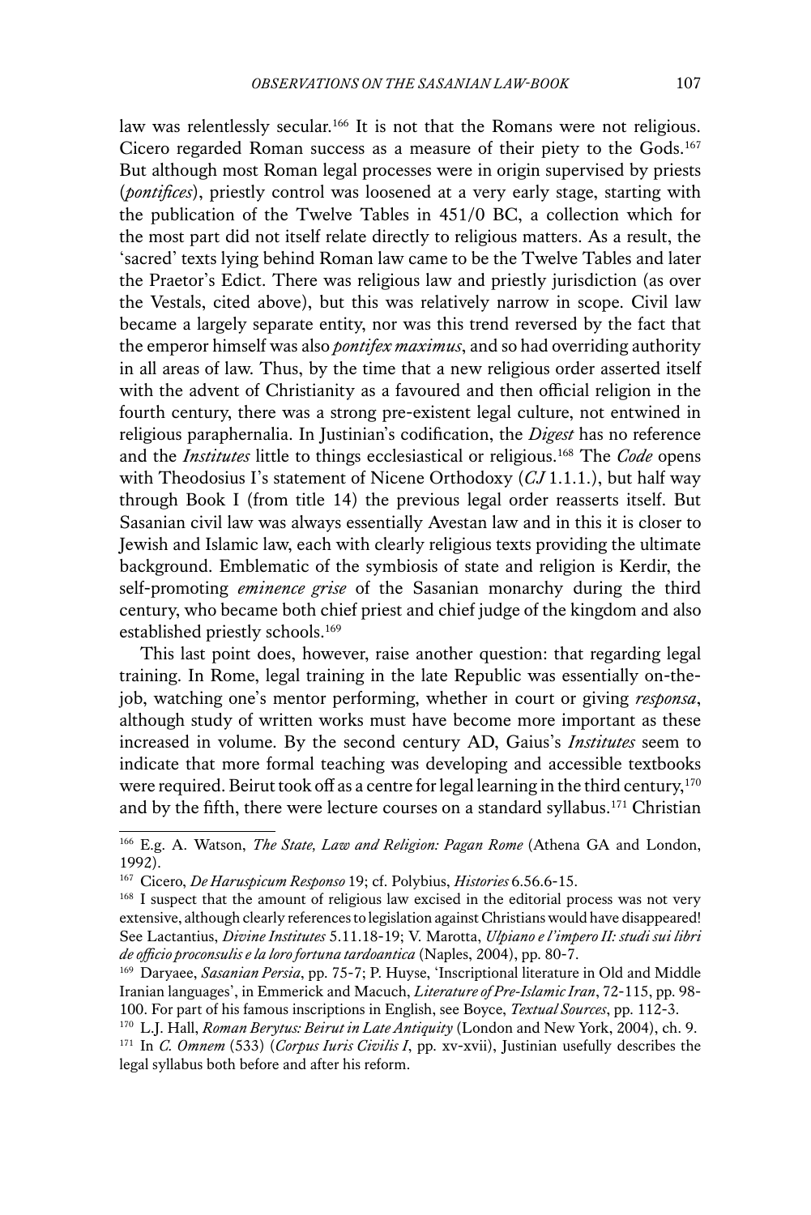law was relentlessly secular.[166] It is not that the Romans were not religious. Cicero regarded Roman success as a measure of their piety to the Gods.[167] But although most Roman legal processes were in origin supervised by priests (*pontifices*), priestly control was loosened at a very early stage, starting with the publication of the Twelve Tables in 451/0 BC, a collection which for the most part did not itself relate directly to religious matters. As a result, the 'sacred' texts lying behind Roman law came to be the Twelve Tables and later the Praetor's Edict. There was religious law and priestly jurisdiction (as over the Vestals, cited above), but this was relatively narrow in scope. Civil law became a largely separate entity, nor was this trend reversed by the fact that the emperor himself was also *pontifex maximus*, and so had overriding authority in all areas of law. Thus, by the time that a new religious order asserted itself with the advent of Christianity as a favoured and then official religion in the fourth century, there was a strong pre-existent legal culture, not entwined in religious paraphernalia. In Justinian's codification, the *Digest* has no reference and the *Institutes* little to things ecclesiastical or religious.[168] The *Code* opens with Theodosius I's statement of Nicene Orthodoxy (*CJ* 1.1.1.), but half way through Book I (from title 14) the previous legal order reasserts itself. But Sasanian civil law was always essentially Avestan law and in this it is closer to Jewish and Islamic law, each with clearly religious texts providing the ultimate background. Emblematic of the symbiosis of state and religion is Kerdir, the self-promoting *eminence grise* of the Sasanian monarchy during the third century, who became both chief priest and chief judge of the kingdom and also established priestly schools.[169]

This last point does, however, raise another question: that regarding legal training. In Rome, legal training in the late Republic was essentially on-the-job, watching one's mentor performing, whether in court or giving *responsa*, although study of written works must have become more important as these increased in volume. By the second century AD, Gaius's *Institutes* seem to indicate that more formal teaching was developing and accessible textbooks were required. Beirut took off as a centre for legal learning in the third century,[170] and by the fifth, there were lecture courses on a standard syllabus.[171] Christian

---

[166] E.g. A. Watson, *The State, Law and Religion: Pagan Rome* (Athena GA and London, 1992).

[167] Cicero, *De Haruspicum Responso* 19; cf. Polybius, *Histories* 6.56.6-15.

[168] I suspect that the amount of religious law excised in the editorial process was not very extensive, although clearly references to legislation against Christians would have disappeared! See Lactantius, *Divine Institutes* 5.11.18-19; V. Marotta, *Ulpiano e l'impero II: studi sui libri de officio proconsulis e la loro fortuna tardoantica* (Naples, 2004), pp. 80-7.

[169] Daryaee, *Sasanian Persia*, pp. 75-7; P. Huyse, 'Inscriptional literature in Old and Middle Iranian languages', in Emmerick and Macuch, *Literature of Pre-Islamic Iran*, 72-115, pp. 98-100. For part of his famous inscriptions in English, see Boyce, *Textual Sources*, pp. 112-3.

[170] L.J. Hall, *Roman Berytus: Beirut in Late Antiquity* (London and New York, 2004), ch. 9.

[171] In *C. Omnem* (533) (*Corpus Iuris Civilis I*, pp. xv-xvii), Justinian usefully describes the legal syllabus both before and after his reform.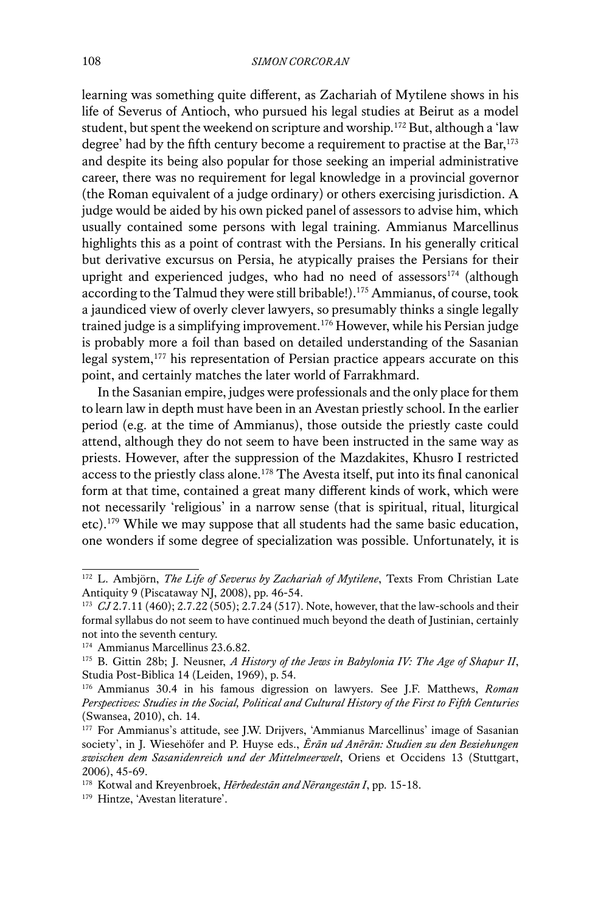learning was something quite different, as Zachariah of Mytilene shows in his life of Severus of Antioch, who pursued his legal studies at Beirut as a model student, but spent the weekend on scripture and worship.[172] But, although a 'law degree' had by the fifth century become a requirement to practise at the Bar,[173] and despite its being also popular for those seeking an imperial administrative career, there was no requirement for legal knowledge in a provincial governor (the Roman equivalent of a judge ordinary) or others exercising jurisdiction. A judge would be aided by his own picked panel of assessors to advise him, which usually contained some persons with legal training. Ammianus Marcellinus highlights this as a point of contrast with the Persians. In his generally critical but derivative excursus on Persia, he atypically praises the Persians for their upright and experienced judges, who had no need of assessors[174] (although according to the Talmud they were still bribable!).[175] Ammianus, of course, took a jaundiced view of overly clever lawyers, so presumably thinks a single legally trained judge is a simplifying improvement.[176] However, while his Persian judge is probably more a foil than based on detailed understanding of the Sasanian legal system,[177] his representation of Persian practice appears accurate on this point, and certainly matches the later world of Farrakhmard.

In the Sasanian empire, judges were professionals and the only place for them to learn law in depth must have been in an Avestan priestly school. In the earlier period (e.g. at the time of Ammianus), those outside the priestly caste could attend, although they do not seem to have been instructed in the same way as priests. However, after the suppression of the Mazdakites, Khusro I restricted access to the priestly class alone.[178] The Avesta itself, put into its final canonical form at that time, contained a great many different kinds of work, which were not necessarily 'religious' in a narrow sense (that is spiritual, ritual, liturgical etc).[179] While we may suppose that all students had the same basic education, one wonders if some degree of specialization was possible. Unfortunately, it is

---

[172] L. Ambjörn, *The Life of Severus by Zachariah of Mytilene*, Texts From Christian Late Antiquity 9 (Piscataway NJ, 2008), pp. 46-54.

[173] *CJ* 2.7.11 (460); 2.7.22 (505); 2.7.24 (517). Note, however, that the law-schools and their formal syllabus do not seem to have continued much beyond the death of Justinian, certainly not into the seventh century.

[174] Ammianus Marcellinus 23.6.82.

[175] B. Gittin 28b; J. Neusner, *A History of the Jews in Babylonia IV: The Age of Shapur II*, Studia Post-Biblica 14 (Leiden, 1969), p. 54.

[176] Ammianus 30.4 in his famous digression on lawyers. See J.F. Matthews, *Roman Perspectives: Studies in the Social, Political and Cultural History of the First to Fifth Centuries* (Swansea, 2010), ch. 14.

[177] For Ammianus's attitude, see J.W. Drijvers, 'Ammianus Marcellinus' image of Sasanian society', in J. Wiesehöfer and P. Huyse eds., *Ērān ud Anērān: Studien zu den Beziehungen zwischen dem Sasanidenreich und der Mittelmeerwelt*, Oriens et Occidens 13 (Stuttgart, 2006), 45-69.

[178] Kotwal and Kreyenbroek, *Hērbedestān and Nērangestān I*, pp. 15-18.

[179] Hintze, 'Avestan literature'.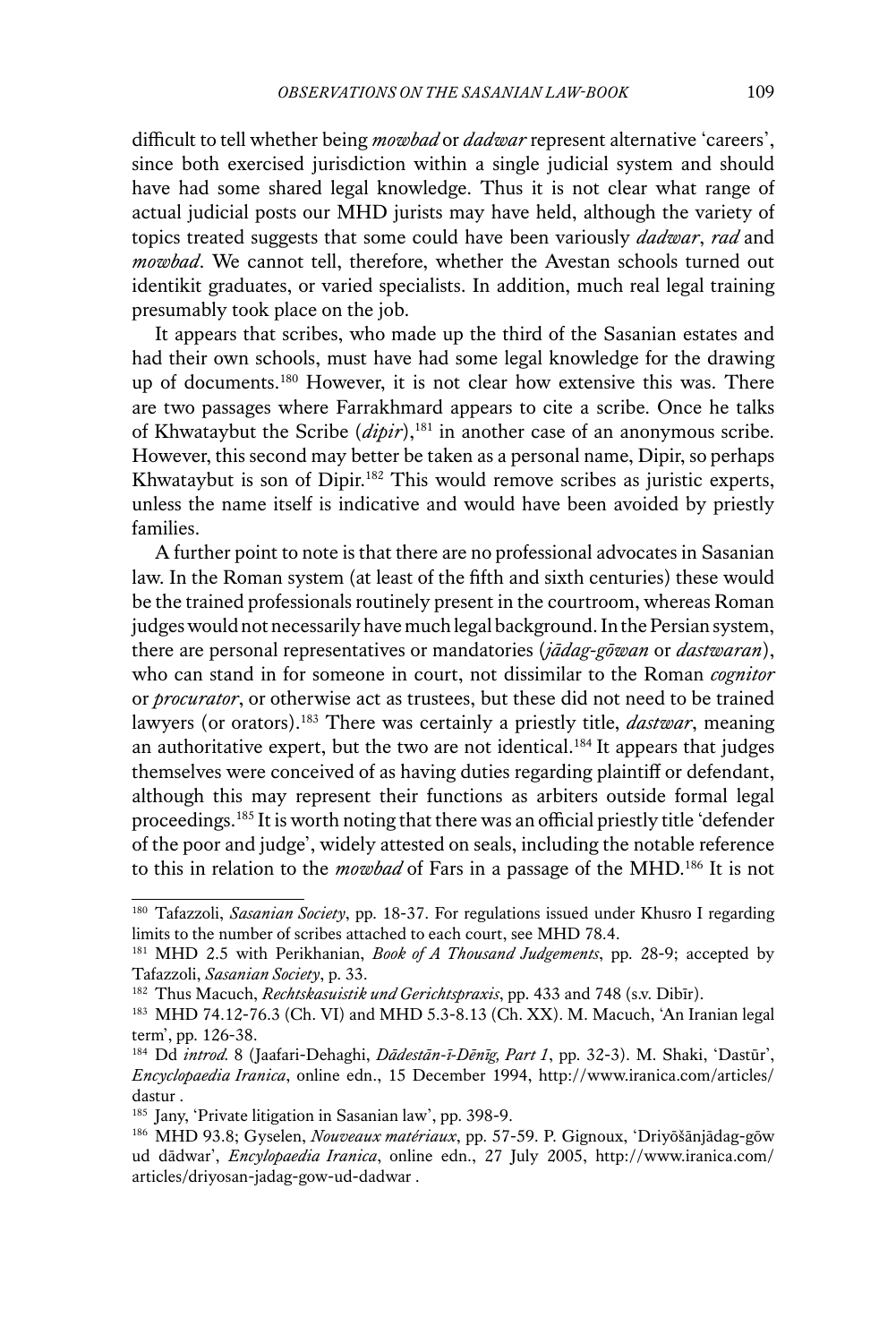difficult to tell whether being *mowbad* or *dadwar* represent alternative 'careers', since both exercised jurisdiction within a single judicial system and should have had some shared legal knowledge. Thus it is not clear what range of actual judicial posts our MHD jurists may have held, although the variety of topics treated suggests that some could have been variously *dadwar*, *rad* and *mowbad*. We cannot tell, therefore, whether the Avestan schools turned out identikit graduates, or varied specialists. In addition, much real legal training presumably took place on the job.

It appears that scribes, who made up the third of the Sasanian estates and had their own schools, must have had some legal knowledge for the drawing up of documents.[180] However, it is not clear how extensive this was. There are two passages where Farrakhmard appears to cite a scribe. Once he talks of Khwataybut the Scribe (*dipir*),[181] in another case of an anonymous scribe. However, this second may better be taken as a personal name, Dipir, so perhaps Khwataybut is son of Dipir.[182] This would remove scribes as juristic experts, unless the name itself is indicative and would have been avoided by priestly families.

A further point to note is that there are no professional advocates in Sasanian law. In the Roman system (at least of the fifth and sixth centuries) these would be the trained professionals routinely present in the courtroom, whereas Roman judges would not necessarily have much legal background. In the Persian system, there are personal representatives or mandatories (*jādag-gōwan* or *dastwaran*), who can stand in for someone in court, not dissimilar to the Roman *cognitor* or *procurator*, or otherwise act as trustees, but these did not need to be trained lawyers (or orators).[183] There was certainly a priestly title, *dastwar*, meaning an authoritative expert, but the two are not identical.[184] It appears that judges themselves were conceived of as having duties regarding plaintiff or defendant, although this may represent their functions as arbiters outside formal legal proceedings.[185] It is worth noting that there was an official priestly title 'defender of the poor and judge', widely attested on seals, including the notable reference to this in relation to the *mowbad* of Fars in a passage of the MHD.[186] It is not

---

[180] Tafazzoli, *Sasanian Society*, pp. 18-37. For regulations issued under Khusro I regarding limits to the number of scribes attached to each court, see MHD 78.4.

[181] MHD 2.5 with Perikhanian, *Book of A Thousand Judgements*, pp. 28-9; accepted by Tafazzoli, *Sasanian Society*, p. 33.

[182] Thus Macuch, *Rechtskasuistik und Gerichtspraxis*, pp. 433 and 748 (s.v. Dibīr).

[183] MHD 74.12-76.3 (Ch. VI) and MHD 5.3-8.13 (Ch. XX). M. Macuch, 'An Iranian legal term', pp. 126-38.

[184] Dd *introd.* 8 (Jaafari-Dehaghi, *Dādestān-ī-Dēnīg, Part 1*, pp. 32-3). M. Shaki, 'Dastūr', *Encyclopaedia Iranica*, online edn., 15 December 1994, http://www.iranica.com/articles/dastur .

[185] Jany, 'Private litigation in Sasanian law', pp. 398-9.

[186] MHD 93.8; Gyselen, *Nouveaux matériaux*, pp. 57-59. P. Gignoux, 'Driyōšānjādag-gōw ud dādwar', *Encylopaedia Iranica*, online edn., 27 July 2005, http://www.iranica.com/articles/driyosan-jadag-gow-ud-dadwar .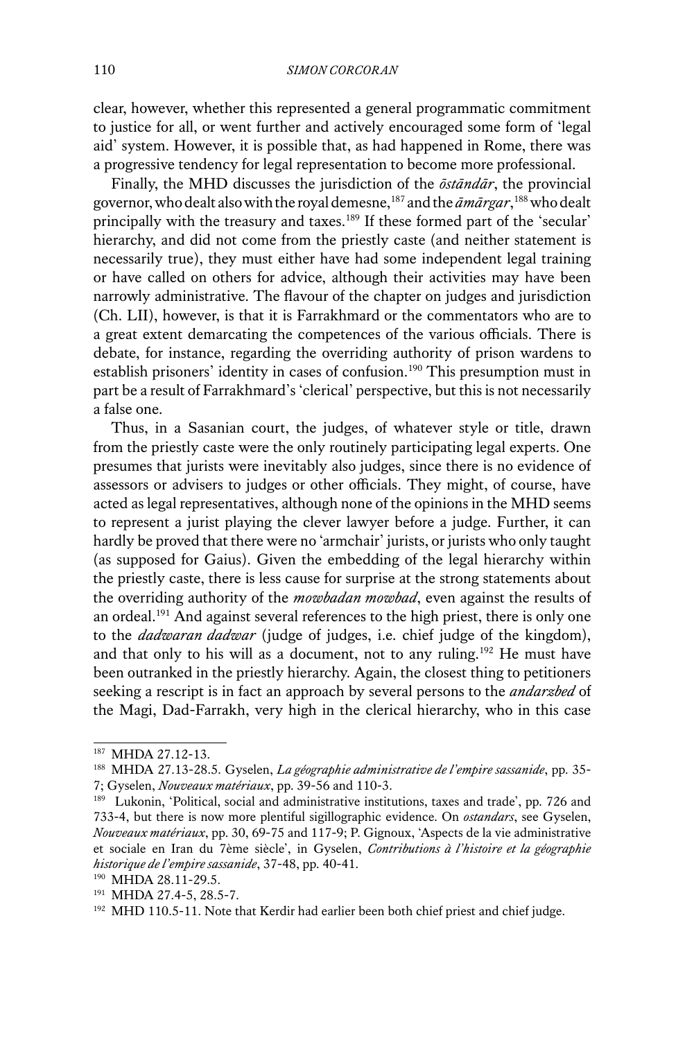clear, however, whether this represented a general programmatic commitment to justice for all, or went further and actively encouraged some form of 'legal aid' system. However, it is possible that, as had happened in Rome, there was a progressive tendency for legal representation to become more professional.

Finally, the MHD discusses the jurisdiction of the *ōstāndār*, the provincial governor, who dealt also with the royal demesne,[187] and the *āmārgar*,[188] who dealt principally with the treasury and taxes.[189] If these formed part of the 'secular' hierarchy, and did not come from the priestly caste (and neither statement is necessarily true), they must either have had some independent legal training or have called on others for advice, although their activities may have been narrowly administrative. The flavour of the chapter on judges and jurisdiction (Ch. LII), however, is that it is Farrakhmard or the commentators who are to a great extent demarcating the competences of the various officials. There is debate, for instance, regarding the overriding authority of prison wardens to establish prisoners' identity in cases of confusion.[190] This presumption must in part be a result of Farrakhmard's 'clerical' perspective, but this is not necessarily a false one.

Thus, in a Sasanian court, the judges, of whatever style or title, drawn from the priestly caste were the only routinely participating legal experts. One presumes that jurists were inevitably also judges, since there is no evidence of assessors or advisers to judges or other officials. They might, of course, have acted as legal representatives, although none of the opinions in the MHD seems to represent a jurist playing the clever lawyer before a judge. Further, it can hardly be proved that there were no 'armchair' jurists, or jurists who only taught (as supposed for Gaius). Given the embedding of the legal hierarchy within the priestly caste, there is less cause for surprise at the strong statements about the overriding authority of the *mowbadan mowbad*, even against the results of an ordeal.[191] And against several references to the high priest, there is only one to the *dadwaran dadwar* (judge of judges, i.e. chief judge of the kingdom), and that only to his will as a document, not to any ruling.[192] He must have been outranked in the priestly hierarchy. Again, the closest thing to petitioners seeking a rescript is in fact an approach by several persons to the *andarzbed* of the Magi, Dad-Farrakh, very high in the clerical hierarchy, who in this case

---

[187] MHDA 27.12-13.

[188] MHDA 27.13-28.5. Gyselen, *La géographie administrative de l'empire sassanide*, pp. 35-7; Gyselen, *Nouveaux matériaux*, pp. 39-56 and 110-3.

[189] Lukonin, 'Political, social and administrative institutions, taxes and trade', pp. 726 and 733-4, but there is now more plentiful sigillographic evidence. On *ostandars*, see Gyselen, *Nouveaux matériaux*, pp. 30, 69-75 and 117-9; P. Gignoux, 'Aspects de la vie administrative et sociale en Iran du 7ème siècle', in Gyselen, *Contributions à l'histoire et la géographie historique de l'empire sassanide*, 37-48, pp. 40-41.

[190] MHDA 28.11-29.5.

[191] MHDA 27.4-5, 28.5-7.

[192] MHD 110.5-11. Note that Kerdir had earlier been both chief priest and chief judge.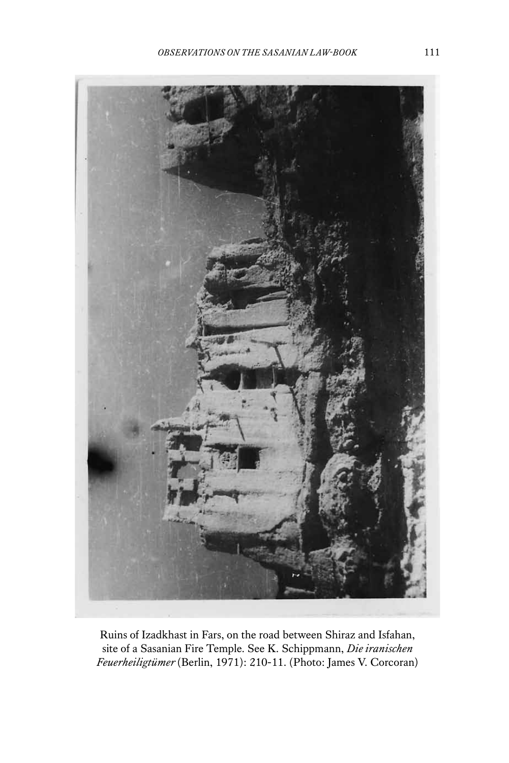Ruins of Izadkhast in Fars, on the road between Shiraz and Isfahan, site of a Sasanian Fire Temple. See K. Schippmann, *Die iranischen Feuerheiligtümer* (Berlin, 1971): 210-11. (Photo: James V. Corcoran)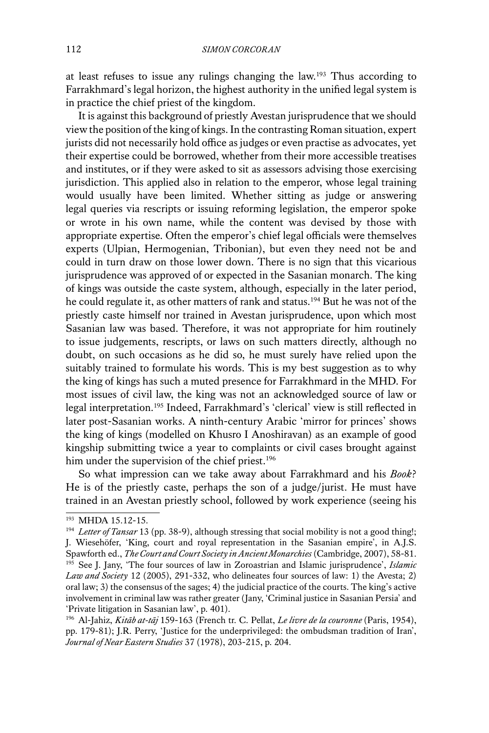at least refuses to issue any rulings changing the law.[193] Thus according to Farrakhmard's legal horizon, the highest authority in the unified legal system is in practice the chief priest of the kingdom.

It is against this background of priestly Avestan jurisprudence that we should view the position of the king of kings. In the contrasting Roman situation, expert jurists did not necessarily hold office as judges or even practise as advocates, yet their expertise could be borrowed, whether from their more accessible treatises and institutes, or if they were asked to sit as assessors advising those exercising jurisdiction. This applied also in relation to the emperor, whose legal training would usually have been limited. Whether sitting as judge or answering legal queries via rescripts or issuing reforming legislation, the emperor spoke or wrote in his own name, while the content was devised by those with appropriate expertise. Often the emperor's chief legal officials were themselves experts (Ulpian, Hermogenian, Tribonian), but even they need not be and could in turn draw on those lower down. There is no sign that this vicarious jurisprudence was approved of or expected in the Sasanian monarch. The king of kings was outside the caste system, although, especially in the later period, he could regulate it, as other matters of rank and status.[194] But he was not of the priestly caste himself nor trained in Avestan jurisprudence, upon which most Sasanian law was based. Therefore, it was not appropriate for him routinely to issue judgements, rescripts, or laws on such matters directly, although no doubt, on such occasions as he did so, he must surely have relied upon the suitably trained to formulate his words. This is my best suggestion as to why the king of kings has such a muted presence for Farrakhmard in the MHD. For most issues of civil law, the king was not an acknowledged source of law or legal interpretation.[195] Indeed, Farrakhmard's 'clerical' view is still reflected in later post-Sasanian works. A ninth-century Arabic 'mirror for princes' shows the king of kings (modelled on Khusro I Anoshiravan) as an example of good kingship submitting twice a year to complaints or civil cases brought against him under the supervision of the chief priest.[196]

So what impression can we take away about Farrakhmard and his *Book*? He is of the priestly caste, perhaps the son of a judge/jurist. He must have trained in an Avestan priestly school, followed by work experience (seeing his

---

[193] MHDA 15.12-15.

[194] *Letter of Tansar* 13 (pp. 38-9), although stressing that social mobility is not a good thing!; J. Wiesehöfer, 'King, court and royal representation in the Sasanian empire', in A.J.S. Spawforth ed., *The Court and Court Society in Ancient Monarchies* (Cambridge, 2007), 58-81.

[195] See J. Jany, 'The four sources of law in Zoroastrian and Islamic jurisprudence', *Islamic Law and Society* 12 (2005), 291-332, who delineates four sources of law: 1) the Avesta; 2) oral law; 3) the consensus of the sages; 4) the judicial practice of the courts. The king's active involvement in criminal law was rather greater (Jany, 'Criminal justice in Sasanian Persia' and 'Private litigation in Sasanian law', p. 401).

[196] Al-Jahiz, *Kitāb at-tāj* 159-163 (French tr. C. Pellat, *Le livre de la couronne* (Paris, 1954), pp. 179-81); J.R. Perry, 'Justice for the underprivileged: the ombudsman tradition of Iran', *Journal of Near Eastern Studies* 37 (1978), 203-215, p. 204.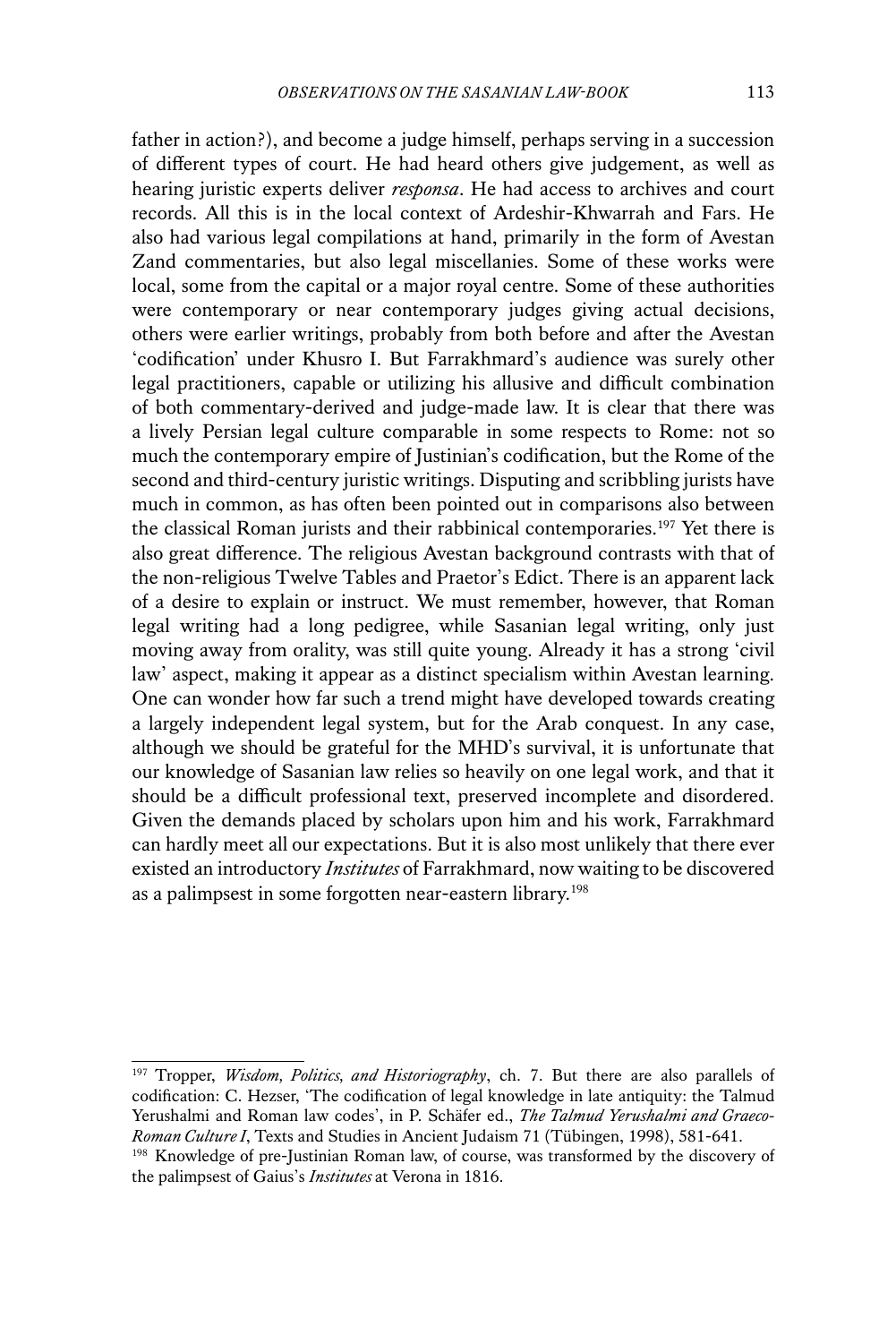father in action?), and become a judge himself, perhaps serving in a succession of different types of court. He had heard others give judgement, as well as hearing juristic experts deliver *responsa*. He had access to archives and court records. All this is in the local context of Ardeshir-Khwarrah and Fars. He also had various legal compilations at hand, primarily in the form of Avestan Zand commentaries, but also legal miscellanies. Some of these works were local, some from the capital or a major royal centre. Some of these authorities were contemporary or near contemporary judges giving actual decisions, others were earlier writings, probably from both before and after the Avestan 'codification' under Khusro I. But Farrakhmard's audience was surely other legal practitioners, capable or utilizing his allusive and difficult combination of both commentary-derived and judge-made law. It is clear that there was a lively Persian legal culture comparable in some respects to Rome: not so much the contemporary empire of Justinian's codification, but the Rome of the second and third-century juristic writings. Disputing and scribbling jurists have much in common, as has often been pointed out in comparisons also between the classical Roman jurists and their rabbinical contemporaries.[197] Yet there is also great difference. The religious Avestan background contrasts with that of the non-religious Twelve Tables and Praetor's Edict. There is an apparent lack of a desire to explain or instruct. We must remember, however, that Roman legal writing had a long pedigree, while Sasanian legal writing, only just moving away from orality, was still quite young. Already it has a strong 'civil law' aspect, making it appear as a distinct specialism within Avestan learning. One can wonder how far such a trend might have developed towards creating a largely independent legal system, but for the Arab conquest. In any case, although we should be grateful for the MHD's survival, it is unfortunate that our knowledge of Sasanian law relies so heavily on one legal work, and that it should be a difficult professional text, preserved incomplete and disordered. Given the demands placed by scholars upon him and his work, Farrakhmard can hardly meet all our expectations. But it is also most unlikely that there ever existed an introductory *Institutes* of Farrakhmard, now waiting to be discovered as a palimpsest in some forgotten near-eastern library.[198]

---

[197] Tropper, *Wisdom, Politics, and Historiography*, ch. 7. But there are also parallels of codification: C. Hezser, 'The codification of legal knowledge in late antiquity: the Talmud Yerushalmi and Roman law codes', in P. Schäfer ed., *The Talmud Yerushalmi and Graeco-Roman Culture I*, Texts and Studies in Ancient Judaism 71 (Tübingen, 1998), 581-641.

[198] Knowledge of pre-Justinian Roman law, of course, was transformed by the discovery of the palimpsest of Gaius's *Institutes* at Verona in 1816.